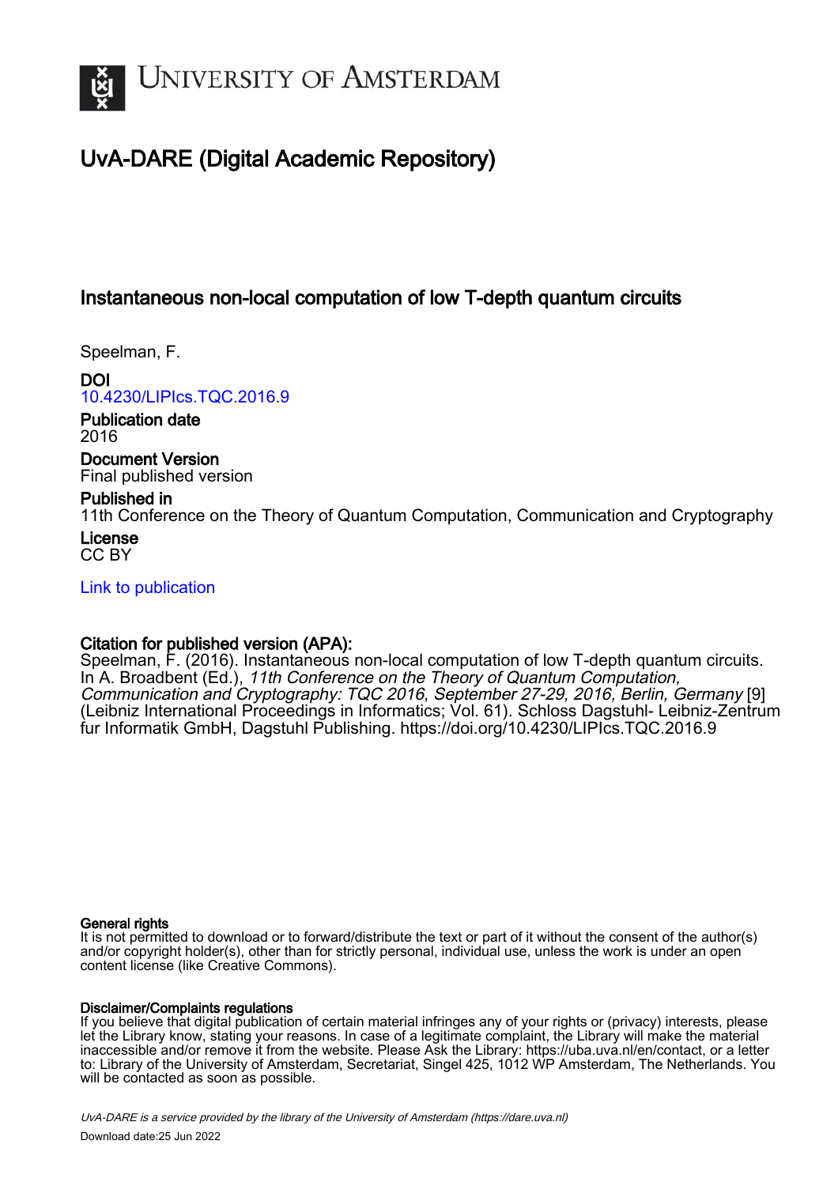UNIVERSITY OF AMSTERDAM

# UvA-DARE (Digital Academic Repository)

## Instantaneous non-local computation of low T-depth quantum circuits

Speelman, F.

**DOI**
10.4230/LIPIcs.TQC.2016.9

**Publication date**
2016

**Document Version**
Final published version

**Published in**
11th Conference on the Theory of Quantum Computation, Communication and Cryptography

**License**
CC BY

Link to publication

**Citation for published version (APA):**
Speelman, F. (2016). Instantaneous non-local computation of low T-depth quantum circuits. In A. Broadbent (Ed.), *11th Conference on the Theory of Quantum Computation, Communication and Cryptography: TQC 2016, September 27-29, 2016, Berlin, Germany* [9] (Leibniz International Proceedings in Informatics; Vol. 61). Schloss Dagstuhl- Leibniz-Zentrum fur Informatik GmbH, Dagstuhl Publishing. https://doi.org/10.4230/LIPIcs.TQC.2016.9

**General rights**
It is not permitted to download or to forward/distribute the text or part of it without the consent of the author(s) and/or copyright holder(s), other than for strictly personal, individual use, unless the work is under an open content license (like Creative Commons).

**Disclaimer/Complaints regulations**
If you believe that digital publication of certain material infringes any of your rights or (privacy) interests, please let the Library know, stating your reasons. In case of a legitimate complaint, the Library will make the material inaccessible and/or remove it from the website. Please Ask the Library: https://uba.uva.nl/en/contact, or a letter to: Library of the University of Amsterdam, Secretariat, Singel 425, 1012 WP Amsterdam, The Netherlands. You will be contacted as soon as possible.

*UvA-DARE is a service provided by the library of the University of Amsterdam (https://dare.uva.nl)*

Download date:25 Jun 2022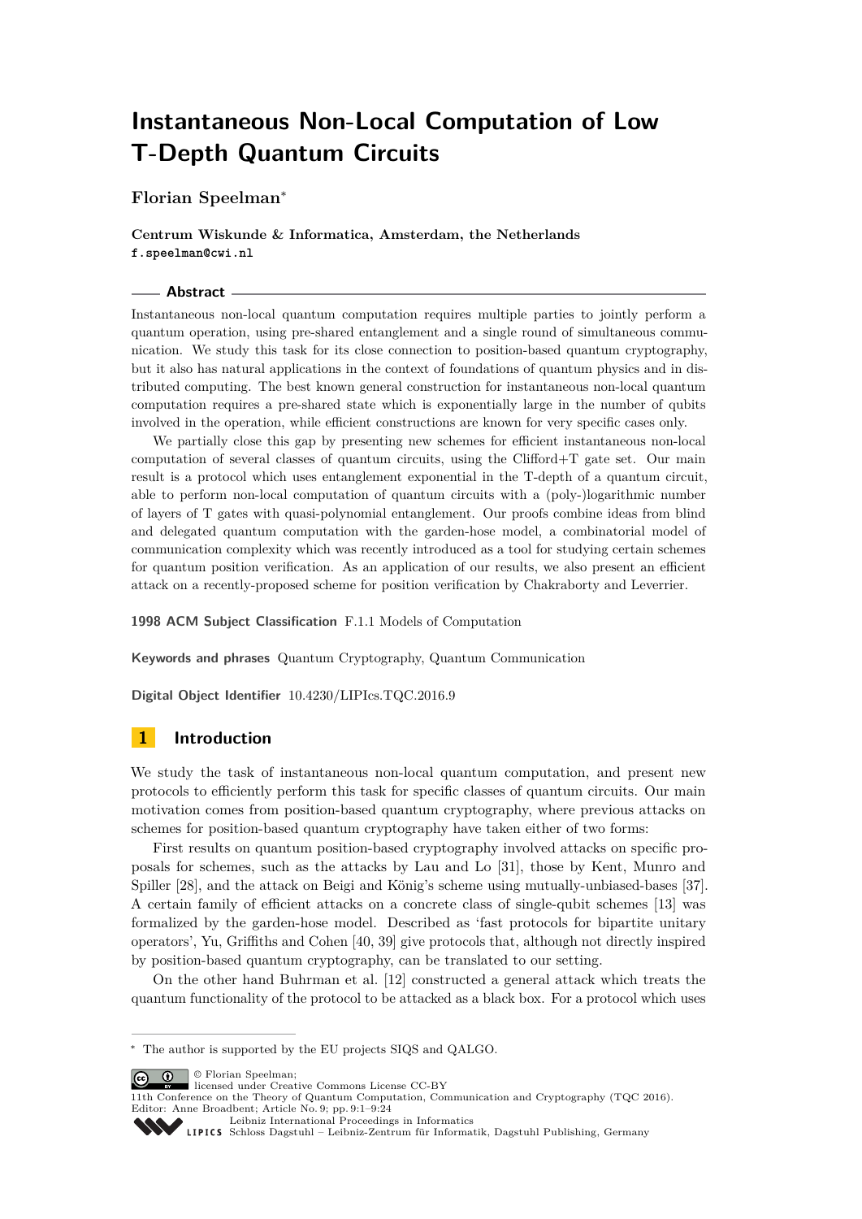# Instantaneous Non-Local Computation of Low T-Depth Quantum Circuits

**Florian Speelman***

**Centrum Wiskunde & Informatica, Amsterdam, the Netherlands**
`f.speelman@cwi.nl`

## Abstract

Instantaneous non-local quantum computation requires multiple parties to jointly perform a quantum operation, using pre-shared entanglement and a single round of simultaneous communication. We study this task for its close connection to position-based quantum cryptography, but it also has natural applications in the context of foundations of quantum physics and in distributed computing. The best known general construction for instantaneous non-local quantum computation requires a pre-shared state which is exponentially large in the number of qubits involved in the operation, while efficient constructions are known for very specific cases only.

We partially close this gap by presenting new schemes for efficient instantaneous non-local computation of several classes of quantum circuits, using the Clifford+T gate set. Our main result is a protocol which uses entanglement exponential in the T-depth of a quantum circuit, able to perform non-local computation of quantum circuits with a (poly-)logarithmic number of layers of T gates with quasi-polynomial entanglement. Our proofs combine ideas from blind and delegated quantum computation with the garden-hose model, a combinatorial model of communication complexity which was recently introduced as a tool for studying certain schemes for quantum position verification. As an application of our results, we also present an efficient attack on a recently-proposed scheme for position verification by Chakraborty and Leverrier.

**1998 ACM Subject Classification** F.1.1 Models of Computation

**Keywords and phrases** Quantum Cryptography, Quantum Communication

**Digital Object Identifier** 10.4230/LIPIcs.TQC.2016.9

## 1 Introduction

We study the task of instantaneous non-local quantum computation, and present new protocols to efficiently perform this task for specific classes of quantum circuits. Our main motivation comes from position-based quantum cryptography, where previous attacks on schemes for position-based quantum cryptography have taken either of two forms:

First results on quantum position-based cryptography involved attacks on specific proposals for schemes, such as the attacks by Lau and Lo [31], those by Kent, Munro and Spiller [28], and the attack on Beigi and König's scheme using mutually-unbiased-bases [37]. A certain family of efficient attacks on a concrete class of single-qubit schemes [13] was formalized by the garden-hose model. Described as 'fast protocols for bipartite unitary operators', Yu, Griffiths and Cohen [40, 39] give protocols that, although not directly inspired by position-based quantum cryptography, can be translated to our setting.

On the other hand Buhrman et al. [12] constructed a general attack which treats the quantum functionality of the protocol to be attacked as a black box. For a protocol which uses

---

* The author is supported by the EU projects SIQS and QALGO.

© Florian Speelman; licensed under Creative Commons License CC-BY
11th Conference on the Theory of Quantum Computation, Communication and Cryptography (TQC 2016).
Editor: Anne Broadbent; Article No. 9; pp. 9:1–9:24
Leibniz International Proceedings in Informatics
Schloss Dagstuhl – Leibniz-Zentrum für Informatik, Dagstuhl Publishing, Germany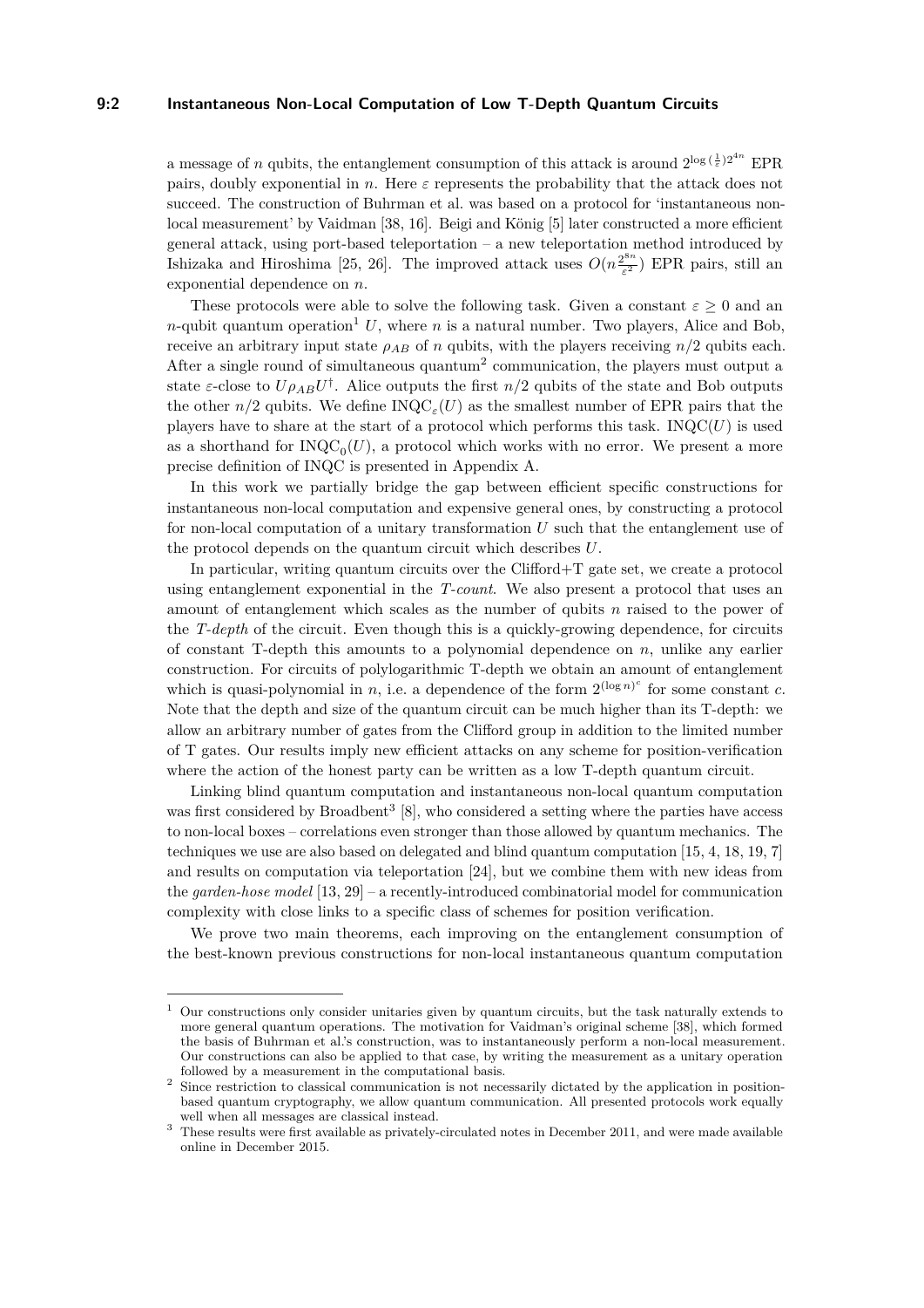a message of $n$ qubits, the entanglement consumption of this attack is around $2^{\log(\frac{1}{\varepsilon})2^{4n}}$ EPR pairs, doubly exponential in $n$. Here $\varepsilon$ represents the probability that the attack does not succeed. The construction of Buhrman et al. was based on a protocol for 'instantaneous non-local measurement' by Vaidman [38, 16]. Beigi and König [5] later constructed a more efficient general attack, using port-based teleportation – a new teleportation method introduced by Ishizaka and Hiroshima [25, 26]. The improved attack uses $O(n\frac{2^{8n}}{\varepsilon^2})$ EPR pairs, still an exponential dependence on $n$.

These protocols were able to solve the following task. Given a constant $\varepsilon \geq 0$ and an $n$-qubit quantum operation[1] $U$, where $n$ is a natural number. Two players, Alice and Bob, receive an arbitrary input state $\rho_{AB}$ of $n$ qubits, with the players receiving $n/2$ qubits each. After a single round of simultaneous quantum[2] communication, the players must output a state $\varepsilon$-close to $U\rho_{AB}U^\dagger$. Alice outputs the first $n/2$ qubits of the state and Bob outputs the other $n/2$ qubits. We define $\text{INQC}_\varepsilon(U)$ as the smallest number of EPR pairs that the players have to share at the start of a protocol which performs this task. $\text{INQC}(U)$ is used as a shorthand for $\text{INQC}_0(U)$, a protocol which works with no error. We present a more precise definition of INQC is presented in Appendix A.

In this work we partially bridge the gap between efficient specific constructions for instantaneous non-local computation and expensive general ones, by constructing a protocol for non-local computation of a unitary transformation $U$ such that the entanglement use of the protocol depends on the quantum circuit which describes $U$.

In particular, writing quantum circuits over the Clifford+T gate set, we create a protocol using entanglement exponential in the *T-count*. We also present a protocol that uses an amount of entanglement which scales as the number of qubits $n$ raised to the power of the *T-depth* of the circuit. Even though this is a quickly-growing dependence, for circuits of constant T-depth this amounts to a polynomial dependence on $n$, unlike any earlier construction. For circuits of polylogarithmic T-depth we obtain an amount of entanglement which is quasi-polynomial in $n$, i.e. a dependence of the form $2^{(\log n)^c}$ for some constant $c$. Note that the depth and size of the quantum circuit can be much higher than its T-depth: we allow an arbitrary number of gates from the Clifford group in addition to the limited number of T gates. Our results imply new efficient attacks on any scheme for position-verification where the action of the honest party can be written as a low T-depth quantum circuit.

Linking blind quantum computation and instantaneous non-local quantum computation was first considered by Broadbent[3] [8], who considered a setting where the parties have access to non-local boxes – correlations even stronger than those allowed by quantum mechanics. The techniques we use are also based on delegated and blind quantum computation [15, 4, 18, 19, 7] and results on computation via teleportation [24], but we combine them with new ideas from the *garden-hose model* [13, 29] – a recently-introduced combinatorial model for communication complexity with close links to a specific class of schemes for position verification.

We prove two main theorems, each improving on the entanglement consumption of the best-known previous constructions for non-local instantaneous quantum computation

---

[1] Our constructions only consider unitaries given by quantum circuits, but the task naturally extends to more general quantum operations. The motivation for Vaidman's original scheme [38], which formed the basis of Buhrman et al.'s construction, was to instantaneously perform a non-local measurement. Our constructions can also be applied to that case, by writing the measurement as a unitary operation followed by a measurement in the computational basis.

[2] Since restriction to classical communication is not necessarily dictated by the application in position-based quantum cryptography, we allow quantum communication. All presented protocols work equally well when all messages are classical instead.

[3] These results were first available as privately-circulated notes in December 2011, and were made available online in December 2015.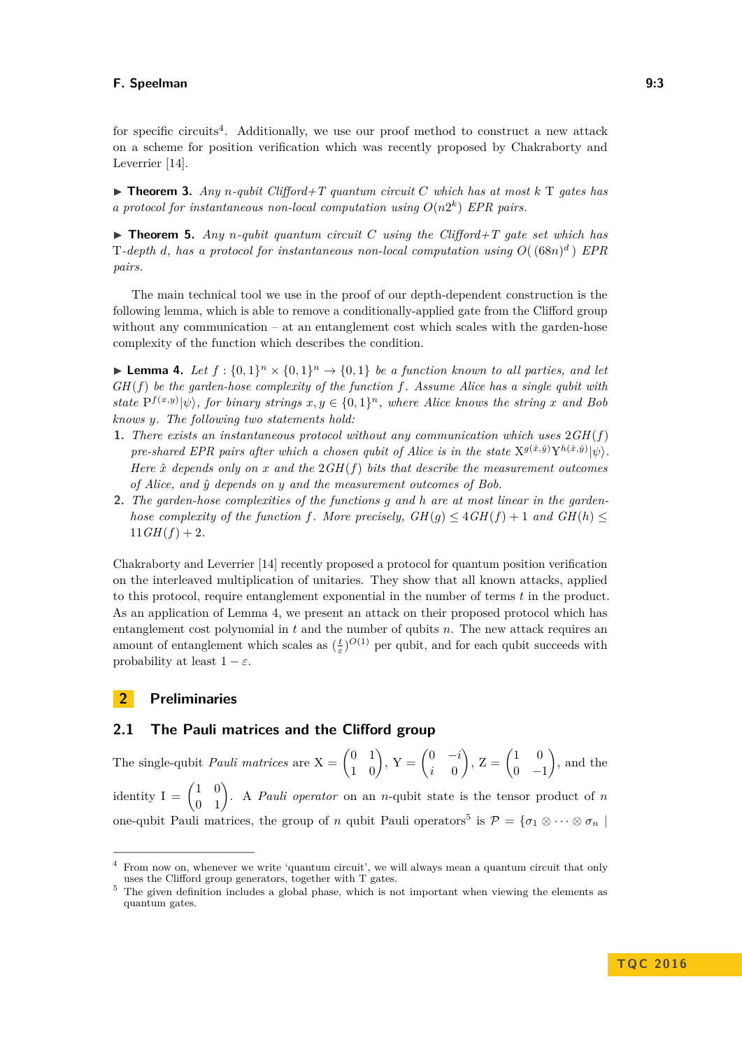for specific circuits[4]. Additionally, we use our proof method to construct a new attack on a scheme for position verification which was recently proposed by Chakraborty and Leverrier [14].

▶ **Theorem 3.** *Any $n$-qubit Clifford+T quantum circuit $C$ which has at most $k$ $\mathrm{T}$ gates has a protocol for instantaneous non-local computation using $O(n2^k)$ EPR pairs.*

▶ **Theorem 5.** *Any $n$-qubit quantum circuit $C$ using the Clifford+T gate set which has $\mathrm{T}$-depth $d$, has a protocol for instantaneous non-local computation using $O(\,(68n)^d\,)$ EPR pairs.*

The main technical tool we use in the proof of our depth-dependent construction is the following lemma, which is able to remove a conditionally-applied gate from the Clifford group without any communication – at an entanglement cost which scales with the garden-hose complexity of the function which describes the condition.

▶ **Lemma 4.** *Let $f : \{0,1\}^n \times \{0,1\}^n \to \{0,1\}$ be a function known to all parties, and let $GH(f)$ be the garden-hose complexity of the function $f$. Assume Alice has a single qubit with state $\mathrm{P}^{f(x,y)}|\psi\rangle$, for binary strings $x, y \in \{0,1\}^n$, where Alice knows the string $x$ and Bob knows $y$. The following two statements hold:*

1. *There exists an instantaneous protocol without any communication which uses $2GH(f)$ pre-shared EPR pairs after which a chosen qubit of Alice is in the state $\mathrm{X}^{g(\hat{x},\hat{y})}\mathrm{Y}^{h(\hat{x},\hat{y})}|\psi\rangle$. Here $\hat{x}$ depends only on $x$ and the $2GH(f)$ bits that describe the measurement outcomes of Alice, and $\hat{y}$ depends on $y$ and the measurement outcomes of Bob.*
2. *The garden-hose complexities of the functions $g$ and $h$ are at most linear in the garden-hose complexity of the function $f$. More precisely, $GH(g) \leq 4GH(f) + 1$ and $GH(h) \leq 11GH(f) + 2$.*

Chakraborty and Leverrier [14] recently proposed a protocol for quantum position verification on the interleaved multiplication of unitaries. They show that all known attacks, applied to this protocol, require entanglement exponential in the number of terms $t$ in the product. As an application of Lemma 4, we present an attack on their proposed protocol which has entanglement cost polynomial in $t$ and the number of qubits $n$. The new attack requires an amount of entanglement which scales as $(\frac{t}{\varepsilon})^{O(1)}$ per qubit, and for each qubit succeeds with probability at least $1 - \varepsilon$.

## 2 Preliminaries

### 2.1 The Pauli matrices and the Clifford group

The single-qubit *Pauli matrices* are $\mathrm{X} = \begin{pmatrix} 0 & 1 \\ 1 & 0 \end{pmatrix}$, $\mathrm{Y} = \begin{pmatrix} 0 & -i \\ i & 0 \end{pmatrix}$, $\mathrm{Z} = \begin{pmatrix} 1 & 0 \\ 0 & -1 \end{pmatrix}$, and the identity $\mathrm{I} = \begin{pmatrix} 1 & 0 \\ 0 & 1 \end{pmatrix}$. A *Pauli operator* on an $n$-qubit state is the tensor product of $n$ one-qubit Pauli matrices, the group of $n$ qubit Pauli operators[5] is $\mathcal{P} = \{\sigma_1 \otimes \cdots \otimes \sigma_n \mid$

[4] From now on, whenever we write 'quantum circuit', we will always mean a quantum circuit that only uses the Clifford group generators, together with T gates.

[5] The given definition includes a global phase, which is not important when viewing the elements as quantum gates.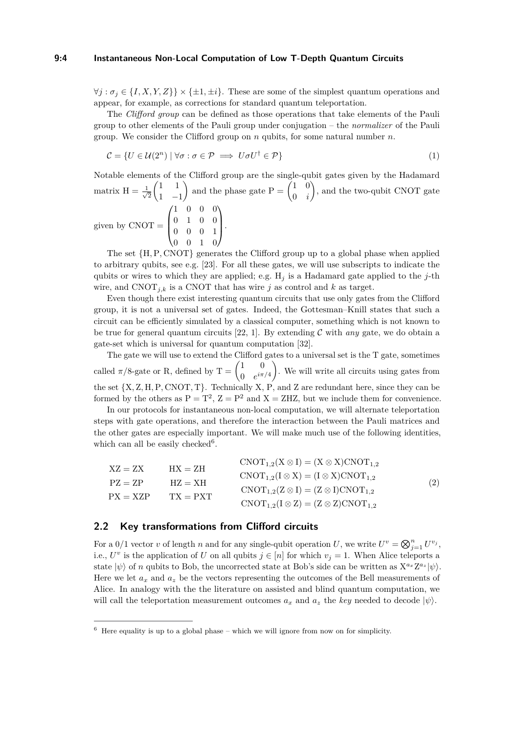$\forall j : \sigma_j \in \{I, X, Y, Z\}\} \times \{\pm 1, \pm i\}$. These are some of the simplest quantum operations and appear, for example, as corrections for standard quantum teleportation.

The *Clifford group* can be defined as those operations that take elements of the Pauli group to other elements of the Pauli group under conjugation – the *normalizer* of the Pauli group. We consider the Clifford group on $n$ qubits, for some natural number $n$.

$$\mathcal{C} = \{U \in \mathcal{U}(2^n) \mid \forall \sigma : \sigma \in \mathcal{P} \implies U\sigma U^\dagger \in \mathcal{P}\} \tag{1}$$

Notable elements of the Clifford group are the single-qubit gates given by the Hadamard matrix $\mathrm{H} = \frac{1}{\sqrt{2}}\begin{pmatrix} 1 & 1 \\ 1 & -1 \end{pmatrix}$ and the phase gate $\mathrm{P} = \begin{pmatrix} 1 & 0 \\ 0 & i \end{pmatrix}$, and the two-qubit CNOT gate given by $\mathrm{CNOT} = \begin{pmatrix} 1 & 0 & 0 & 0 \\ 0 & 1 & 0 & 0 \\ 0 & 0 & 0 & 1 \\ 0 & 0 & 1 & 0 \end{pmatrix}$.

The set $\{\mathrm{H}, \mathrm{P}, \mathrm{CNOT}\}$ generates the Clifford group up to a global phase when applied to arbitrary qubits, see e.g. [23]. For all these gates, we will use subscripts to indicate the qubits or wires to which they are applied; e.g. $\mathrm{H}_j$ is a Hadamard gate applied to the $j$-th wire, and $\mathrm{CNOT}_{j,k}$ is a CNOT that has wire $j$ as control and $k$ as target.

Even though there exist interesting quantum circuits that use only gates from the Clifford group, it is not a universal set of gates. Indeed, the Gottesman–Knill states that such a circuit can be efficiently simulated by a classical computer, something which is not known to be true for general quantum circuits [22, 1]. By extending $\mathcal{C}$ with *any* gate, we do obtain a gate-set which is universal for quantum computation [32].

The gate we will use to extend the Clifford gates to a universal set is the T gate, sometimes called $\pi/8$-gate or R, defined by $\mathrm{T} = \begin{pmatrix} 1 & 0 \\ 0 & e^{i\pi/4} \end{pmatrix}$. We will write all circuits using gates from the set $\{\mathrm{X}, \mathrm{Z}, \mathrm{H}, \mathrm{P}, \mathrm{CNOT}, \mathrm{T}\}$. Technically X, P, and Z are redundant here, since they can be formed by the others as $\mathrm{P} = \mathrm{T}^2$, $\mathrm{Z} = \mathrm{P}^2$ and $\mathrm{X} = \mathrm{ZHZ}$, but we include them for convenience.

In our protocols for instantaneous non-local computation, we will alternate teleportation steps with gate operations, and therefore the interaction between the Pauli matrices and the other gates are especially important. We will make much use of the following identities, which can all be easily checked[6].

$$\begin{aligned}
&\mathrm{XZ} = \mathrm{ZX} && \mathrm{HX} = \mathrm{ZH} && \mathrm{CNOT}_{1,2}(\mathrm{X} \otimes \mathrm{I}) = (\mathrm{X} \otimes \mathrm{X})\mathrm{CNOT}_{1,2} \\
&\mathrm{PZ} = \mathrm{ZP} && \mathrm{HZ} = \mathrm{XH} && \mathrm{CNOT}_{1,2}(\mathrm{I} \otimes \mathrm{X}) = (\mathrm{I} \otimes \mathrm{X})\mathrm{CNOT}_{1,2} \\
&\mathrm{PX} = \mathrm{XZP} && \mathrm{TX} = \mathrm{PXT} && \mathrm{CNOT}_{1,2}(\mathrm{Z} \otimes \mathrm{I}) = (\mathrm{Z} \otimes \mathrm{I})\mathrm{CNOT}_{1,2} \\
& && && \mathrm{CNOT}_{1,2}(\mathrm{I} \otimes \mathrm{Z}) = (\mathrm{Z} \otimes \mathrm{Z})\mathrm{CNOT}_{1,2}
\end{aligned} \tag{2}$$

## 2.2 Key transformations from Clifford circuits

For a 0/1 vector $v$ of length $n$ and for any single-qubit operation $U$, we write $U^v = \bigotimes_{j=1}^n U^{v_j}$, i.e., $U^v$ is the application of $U$ on all qubits $j \in [n]$ for which $v_j = 1$. When Alice teleports a state $|\psi\rangle$ of $n$ qubits to Bob, the uncorrected state at Bob's side can be written as $\mathrm{X}^{a_x}\mathrm{Z}^{a_z}|\psi\rangle$. Here we let $a_x$ and $a_z$ be the vectors representing the outcomes of the Bell measurements of Alice. In analogy with the the literature on assisted and blind quantum computation, we will call the teleportation measurement outcomes $a_x$ and $a_z$ the *key* needed to decode $|\psi\rangle$.

---

[6] Here equality is up to a global phase – which we will ignore from now on for simplicity.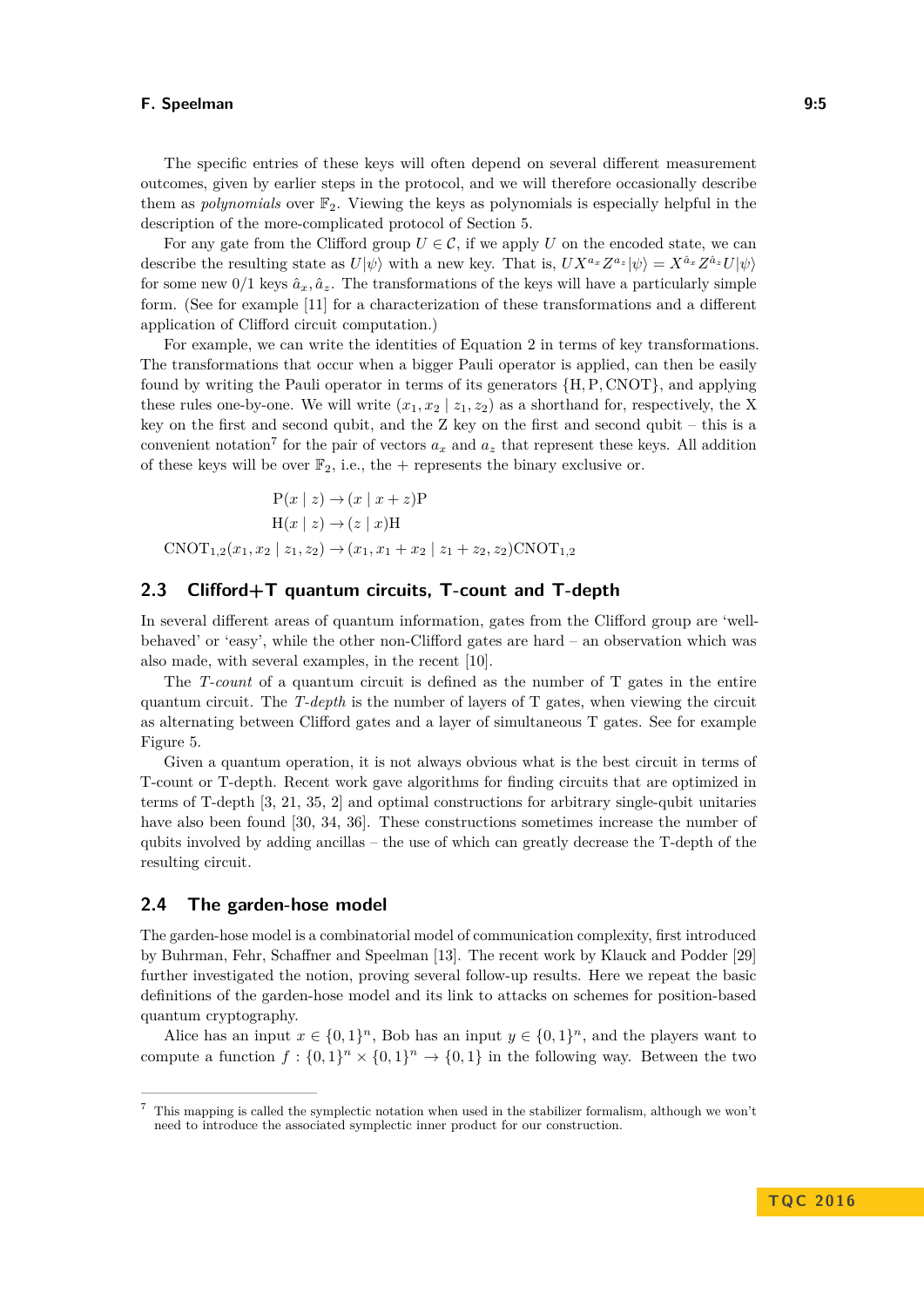The specific entries of these keys will often depend on several different measurement outcomes, given by earlier steps in the protocol, and we will therefore occasionally describe them as *polynomials* over $\mathbb{F}_2$. Viewing the keys as polynomials is especially helpful in the description of the more-complicated protocol of Section 5.

For any gate from the Clifford group $U \in \mathcal{C}$, if we apply $U$ on the encoded state, we can describe the resulting state as $U|\psi\rangle$ with a new key. That is, $UX^{a_x}Z^{a_z}|\psi\rangle = X^{\hat{a}_x}Z^{\hat{a}_z}U|\psi\rangle$ for some new 0/1 keys $\hat{a}_x, \hat{a}_z$. The transformations of the keys will have a particularly simple form. (See for example [11] for a characterization of these transformations and a different application of Clifford circuit computation.)

For example, we can write the identities of Equation 2 in terms of key transformations. The transformations that occur when a bigger Pauli operator is applied, can then be easily found by writing the Pauli operator in terms of its generators $\{\mathrm{H}, \mathrm{P}, \mathrm{CNOT}\}$, and applying these rules one-by-one. We will write $(x_1, x_2 \mid z_1, z_2)$ as a shorthand for, respectively, the X key on the first and second qubit, and the Z key on the first and second qubit – this is a convenient notation[7] for the pair of vectors $a_x$ and $a_z$ that represent these keys. All addition of these keys will be over $\mathbb{F}_2$, i.e., the + represents the binary exclusive or.

$$\mathrm{P}(x \mid z) \rightarrow (x \mid x + z)\mathrm{P}$$

$$\mathrm{H}(x \mid z) \rightarrow (z \mid x)\mathrm{H}$$

$$\mathrm{CNOT}_{1,2}(x_1, x_2 \mid z_1, z_2) \rightarrow (x_1, x_1 + x_2 \mid z_1 + z_2, z_2)\mathrm{CNOT}_{1,2}$$

## 2.3 Clifford+T quantum circuits, T-count and T-depth

In several different areas of quantum information, gates from the Clifford group are 'well-behaved' or 'easy', while the other non-Clifford gates are hard – an observation which was also made, with several examples, in the recent [10].

The *T-count* of a quantum circuit is defined as the number of T gates in the entire quantum circuit. The *T-depth* is the number of layers of T gates, when viewing the circuit as alternating between Clifford gates and a layer of simultaneous T gates. See for example Figure 5.

Given a quantum operation, it is not always obvious what is the best circuit in terms of T-count or T-depth. Recent work gave algorithms for finding circuits that are optimized in terms of T-depth [3, 21, 35, 2] and optimal constructions for arbitrary single-qubit unitaries have also been found [30, 34, 36]. These constructions sometimes increase the number of qubits involved by adding ancillas – the use of which can greatly decrease the T-depth of the resulting circuit.

## 2.4 The garden-hose model

The garden-hose model is a combinatorial model of communication complexity, first introduced by Buhrman, Fehr, Schaffner and Speelman [13]. The recent work by Klauck and Podder [29] further investigated the notion, proving several follow-up results. Here we repeat the basic definitions of the garden-hose model and its link to attacks on schemes for position-based quantum cryptography.

Alice has an input $x \in \{0,1\}^n$, Bob has an input $y \in \{0,1\}^n$, and the players want to compute a function $f : \{0,1\}^n \times \{0,1\}^n \rightarrow \{0,1\}$ in the following way. Between the two

[7] This mapping is called the symplectic notation when used in the stabilizer formalism, although we won't need to introduce the associated symplectic inner product for our construction.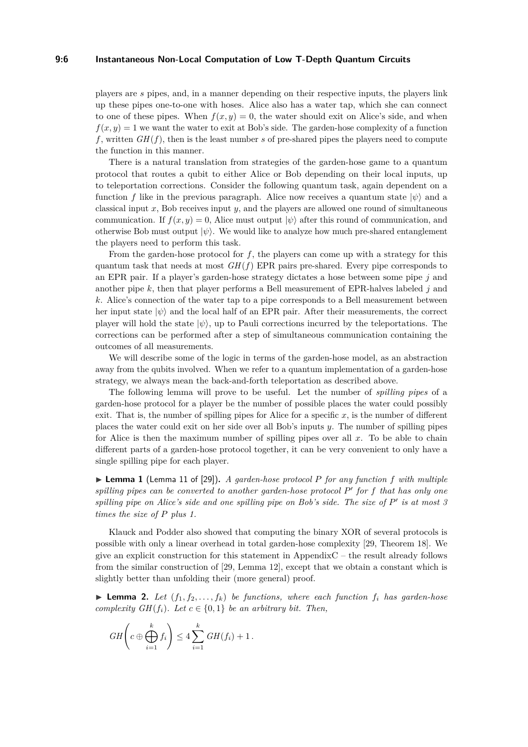players are $s$ pipes, and, in a manner depending on their respective inputs, the players link up these pipes one-to-one with hoses. Alice also has a water tap, which she can connect to one of these pipes. When $f(x, y) = 0$, the water should exit on Alice's side, and when $f(x, y) = 1$ we want the water to exit at Bob's side. The garden-hose complexity of a function $f$, written $GH(f)$, then is the least number $s$ of pre-shared pipes the players need to compute the function in this manner.

There is a natural translation from strategies of the garden-hose game to a quantum protocol that routes a qubit to either Alice or Bob depending on their local inputs, up to teleportation corrections. Consider the following quantum task, again dependent on a function $f$ like in the previous paragraph. Alice now receives a quantum state $|\psi\rangle$ and a classical input $x$, Bob receives input $y$, and the players are allowed one round of simultaneous communication. If $f(x, y) = 0$, Alice must output $|\psi\rangle$ after this round of communication, and otherwise Bob must output $|\psi\rangle$. We would like to analyze how much pre-shared entanglement the players need to perform this task.

From the garden-hose protocol for $f$, the players can come up with a strategy for this quantum task that needs at most $GH(f)$ EPR pairs pre-shared. Every pipe corresponds to an EPR pair. If a player's garden-hose strategy dictates a hose between some pipe $j$ and another pipe $k$, then that player performs a Bell measurement of EPR-halves labeled $j$ and $k$. Alice's connection of the water tap to a pipe corresponds to a Bell measurement between her input state $|\psi\rangle$ and the local half of an EPR pair. After their measurements, the correct player will hold the state $|\psi\rangle$, up to Pauli corrections incurred by the teleportations. The corrections can be performed after a step of simultaneous communication containing the outcomes of all measurements.

We will describe some of the logic in terms of the garden-hose model, as an abstraction away from the qubits involved. When we refer to a quantum implementation of a garden-hose strategy, we always mean the back-and-forth teleportation as described above.

The following lemma will prove to be useful. Let the number of *spilling pipes* of a garden-hose protocol for a player be the number of possible places the water could possibly exit. That is, the number of spilling pipes for Alice for a specific $x$, is the number of different places the water could exit on her side over all Bob's inputs $y$. The number of spilling pipes for Alice is then the maximum number of spilling pipes over all $x$. To be able to chain different parts of a garden-hose protocol together, it can be very convenient to only have a single spilling pipe for each player.

▶ **Lemma 1** (Lemma 11 of [29])**.** *A garden-hose protocol $P$ for any function $f$ with multiple spilling pipes can be converted to another garden-hose protocol $P'$ for $f$ that has only one spilling pipe on Alice's side and one spilling pipe on Bob's side. The size of $P'$ is at most 3 times the size of $P$ plus 1.*

Klauck and Podder also showed that computing the binary XOR of several protocols is possible with only a linear overhead in total garden-hose complexity [29, Theorem 18]. We give an explicit construction for this statement in AppendixC – the result already follows from the similar construction of [29, Lemma 12], except that we obtain a constant which is slightly better than unfolding their (more general) proof.

▶ **Lemma 2.** *Let $(f_1, f_2, \ldots, f_k)$ be functions, where each function $f_i$ has garden-hose complexity $GH(f_i)$. Let $c \in \{0, 1\}$ be an arbitrary bit. Then,*

$$GH\left(c \oplus \bigoplus_{i=1}^{k} f_i\right) \leq 4 \sum_{i=1}^{k} GH(f_i) + 1\,.$$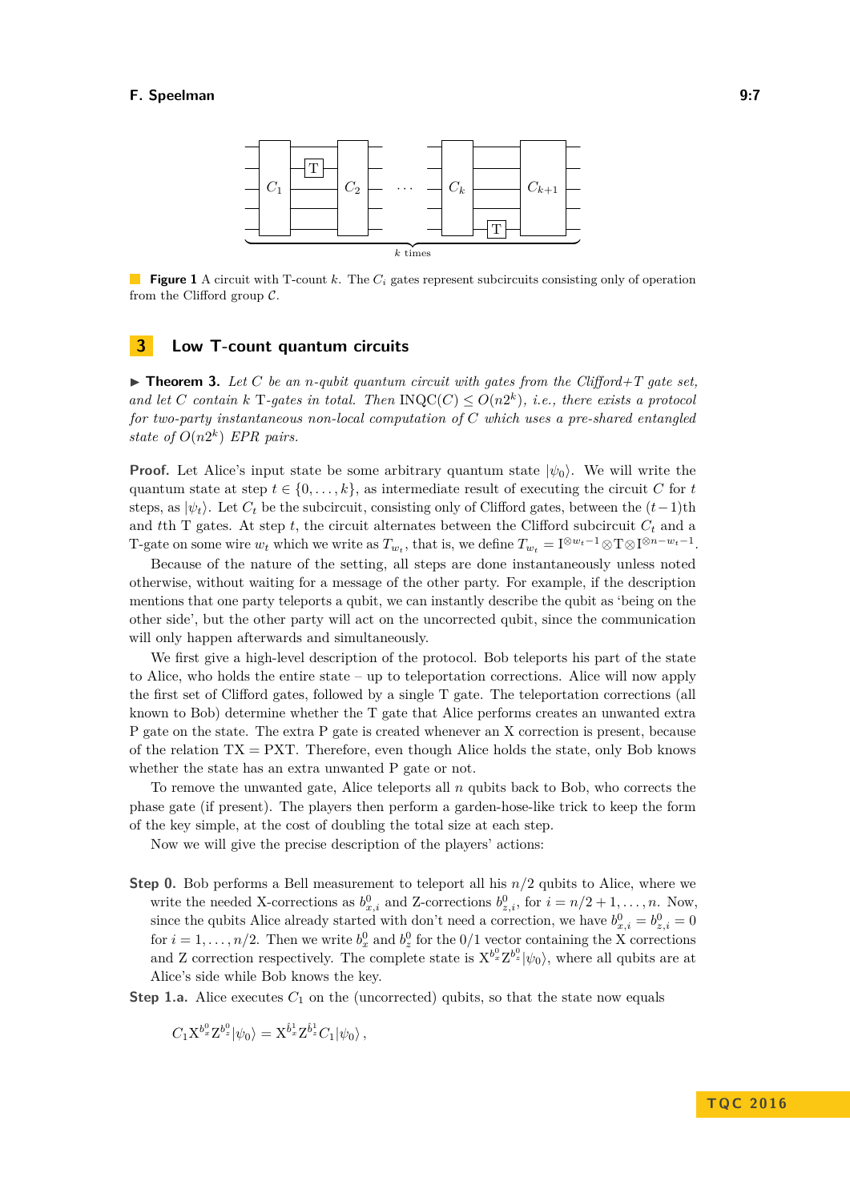**Figure 1** A circuit with T-count $k$. The $C_i$ gates represent subcircuits consisting only of operation from the Clifford group $\mathcal{C}$.

## 3 Low T-count quantum circuits

▶ **Theorem 3.** *Let $C$ be an $n$-qubit quantum circuit with gates from the Clifford+$T$ gate set, and let $C$ contain $k$ T-gates in total. Then $\mathrm{INQC}(C) \leq O(n2^k)$, i.e., there exists a protocol for two-party instantaneous non-local computation of $C$ which uses a pre-shared entangled state of $O(n2^k)$ EPR pairs.*

**Proof.** Let Alice's input state be some arbitrary quantum state $|\psi_0\rangle$. We will write the quantum state at step $t \in \{0, \ldots, k\}$, as intermediate result of executing the circuit $C$ for $t$ steps, as $|\psi_t\rangle$. Let $C_t$ be the subcircuit, consisting only of Clifford gates, between the $(t-1)$th and $t$th T gates. At step $t$, the circuit alternates between the Clifford subcircuit $C_t$ and a T-gate on some wire $w_t$ which we write as $T_{w_t}$, that is, we define $T_{w_t} = \mathrm{I}^{\otimes w_t - 1} \otimes \mathrm{T} \otimes \mathrm{I}^{\otimes n - w_t - 1}$.

Because of the nature of the setting, all steps are done instantaneously unless noted otherwise, without waiting for a message of the other party. For example, if the description mentions that one party teleports a qubit, we can instantly describe the qubit as 'being on the other side', but the other party will act on the uncorrected qubit, since the communication will only happen afterwards and simultaneously.

We first give a high-level description of the protocol. Bob teleports his part of the state to Alice, who holds the entire state – up to teleportation corrections. Alice will now apply the first set of Clifford gates, followed by a single T gate. The teleportation corrections (all known to Bob) determine whether the T gate that Alice performs creates an unwanted extra P gate on the state. The extra P gate is created whenever an X correction is present, because of the relation $\mathrm{TX} = \mathrm{PXT}$. Therefore, even though Alice holds the state, only Bob knows whether the state has an extra unwanted P gate or not.

To remove the unwanted gate, Alice teleports all $n$ qubits back to Bob, who corrects the phase gate (if present). The players then perform a garden-hose-like trick to keep the form of the key simple, at the cost of doubling the total size at each step.

Now we will give the precise description of the players' actions:

**Step 0.** Bob performs a Bell measurement to teleport all his $n/2$ qubits to Alice, where we write the needed X-corrections as $b^0_{x,i}$ and Z-corrections $b^0_{z,i}$, for $i = n/2+1, \ldots, n$. Now, since the qubits Alice already started with don't need a correction, we have $b^0_{x,i} = b^0_{z,i} = 0$ for $i = 1, \ldots, n/2$. Then we write $b^0_x$ and $b^0_z$ for the 0/1 vector containing the X corrections and Z correction respectively. The complete state is $\mathrm{X}^{b^0_x}\mathrm{Z}^{b^0_z}|\psi_0\rangle$, where all qubits are at Alice's side while Bob knows the key.

**Step 1.a.** Alice executes $C_1$ on the (uncorrected) qubits, so that the state now equals

$$C_1 \mathrm{X}^{b^0_x}\mathrm{Z}^{b^0_z}|\psi_0\rangle = \mathrm{X}^{\hat{b}^1_x}\mathrm{Z}^{\hat{b}^1_z} C_1 |\psi_0\rangle \,,$$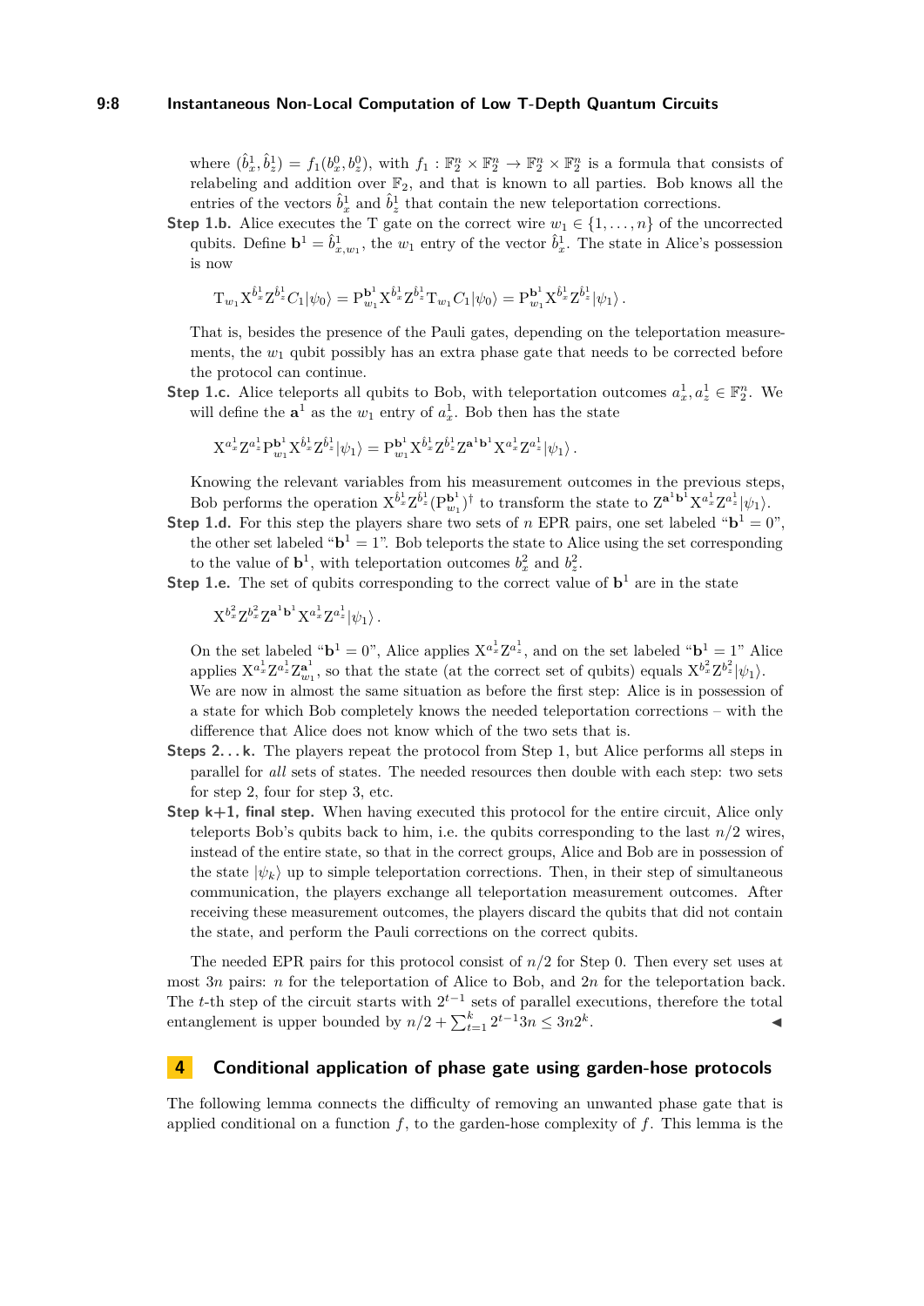where $(\hat{b}_x^1, \hat{b}_z^1) = f_1(b_x^0, b_z^0)$, with $f_1 : \mathbb{F}_2^n \times \mathbb{F}_2^n \to \mathbb{F}_2^n \times \mathbb{F}_2^n$ is a formula that consists of relabeling and addition over $\mathbb{F}_2$, and that is known to all parties. Bob knows all the entries of the vectors $\hat{b}_x^1$ and $\hat{b}_z^1$ that contain the new teleportation corrections.

**Step 1.b.** Alice executes the T gate on the correct wire $w_1 \in \{1, \ldots, n\}$ of the uncorrected qubits. Define $\mathbf{b}^1 = \hat{b}_{x,w_1}^1$, the $w_1$ entry of the vector $\hat{b}_x^1$. The state in Alice's possession is now

$$\mathrm{T}_{w_1} \mathrm{X}^{\hat{b}_x^1} \mathrm{Z}^{\hat{b}_z^1} C_1 |\psi_0\rangle = \mathrm{P}_{w_1}^{\mathbf{b}^1} \mathrm{X}^{\hat{b}_x^1} \mathrm{Z}^{\hat{b}_z^1} \mathrm{T}_{w_1} C_1 |\psi_0\rangle = \mathrm{P}_{w_1}^{\mathbf{b}^1} \mathrm{X}^{\hat{b}_x^1} \mathrm{Z}^{\hat{b}_z^1} |\psi_1\rangle\,.$$

That is, besides the presence of the Pauli gates, depending on the teleportation measurements, the $w_1$ qubit possibly has an extra phase gate that needs to be corrected before the protocol can continue.

**Step 1.c.** Alice teleports all qubits to Bob, with teleportation outcomes $a_x^1, a_z^1 \in \mathbb{F}_2^n$. We will define the $\mathbf{a}^1$ as the $w_1$ entry of $a_x^1$. Bob then has the state

$$\mathrm{X}^{a_x^1} \mathrm{Z}^{a_z^1} \mathrm{P}_{w_1}^{\mathbf{b}^1} \mathrm{X}^{\hat{b}_x^1} \mathrm{Z}^{\hat{b}_z^1} |\psi_1\rangle = \mathrm{P}_{w_1}^{\mathbf{b}^1} \mathrm{X}^{\hat{b}_x^1} \mathrm{Z}^{\hat{b}_z^1} \mathrm{Z}^{\mathbf{a}^1 \mathbf{b}^1} \mathrm{X}^{a_x^1} \mathrm{Z}^{a_z^1} |\psi_1\rangle\,.$$

Knowing the relevant variables from his measurement outcomes in the previous steps, Bob performs the operation $\mathrm{X}^{\hat{b}_x^1} \mathrm{Z}^{\hat{b}_z^1} (\mathrm{P}_{w_1}^{\mathbf{b}^1})^\dagger$ to transform the state to $\mathrm{Z}^{\mathbf{a}^1 \mathbf{b}^1} \mathrm{X}^{a_x^1} \mathrm{Z}^{a_z^1} |\psi_1\rangle$.

**Step 1.d.** For this step the players share two sets of $n$ EPR pairs, one set labeled "$\mathbf{b}^1 = 0$", the other set labeled "$\mathbf{b}^1 = 1$". Bob teleports the state to Alice using the set corresponding to the value of $\mathbf{b}^1$, with teleportation outcomes $b_x^2$ and $b_z^2$.

**Step 1.e.** The set of qubits corresponding to the correct value of $\mathbf{b}^1$ are in the state

$$\mathrm{X}^{b_x^2} \mathrm{Z}^{b_z^2} \mathrm{Z}^{\mathbf{a}^1 \mathbf{b}^1} \mathrm{X}^{a_x^1} \mathrm{Z}^{a_z^1} |\psi_1\rangle\,.$$

On the set labeled "$\mathbf{b}^1 = 0$", Alice applies $\mathrm{X}^{a_x^1} \mathrm{Z}^{a_z^1}$, and on the set labeled "$\mathbf{b}^1 = 1$" Alice applies $\mathrm{X}^{a_x^1} \mathrm{Z}^{a_z^1} \mathrm{Z}_{w_1}^{\mathbf{a}^1}$, so that the state (at the correct set of qubits) equals $\mathrm{X}^{b_x^2} \mathrm{Z}^{b_z^2} |\psi_1\rangle$. We are now in almost the same situation as before the first step: Alice is in possession of a state for which Bob completely knows the needed teleportation corrections – with the difference that Alice does not know which of the two sets that is.

**Steps 2. . . k.** The players repeat the protocol from Step 1, but Alice performs all steps in parallel for *all* sets of states. The needed resources then double with each step: two sets for step 2, four for step 3, etc.

**Step k+1, final step.** When having executed this protocol for the entire circuit, Alice only teleports Bob's qubits back to him, i.e. the qubits corresponding to the last $n/2$ wires, instead of the entire state, so that in the correct groups, Alice and Bob are in possession of the state $|\psi_k\rangle$ up to simple teleportation corrections. Then, in their step of simultaneous communication, the players exchange all teleportation measurement outcomes. After receiving these measurement outcomes, the players discard the qubits that did not contain the state, and perform the Pauli corrections on the correct qubits.

The needed EPR pairs for this protocol consist of $n/2$ for Step 0. Then every set uses at most $3n$ pairs: $n$ for the teleportation of Alice to Bob, and $2n$ for the teleportation back. The $t$-th step of the circuit starts with $2^{t-1}$ sets of parallel executions, therefore the total entanglement is upper bounded by $n/2 + \sum_{t=1}^{k} 2^{t-1} 3n \leq 3n2^k$. ◀

## 4 Conditional application of phase gate using garden-hose protocols

The following lemma connects the difficulty of removing an unwanted phase gate that is applied conditional on a function $f$, to the garden-hose complexity of $f$. This lemma is the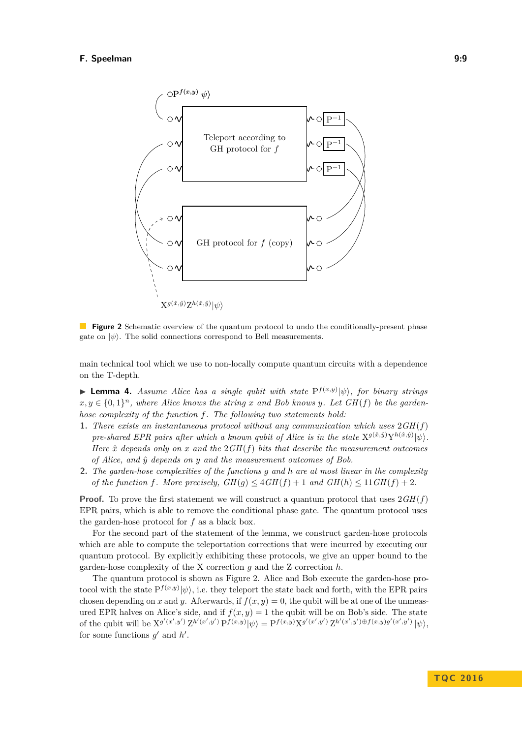Figure 2 Schematic overview of the quantum protocol to undo the conditionally-present phase gate on $|\psi\rangle$. The solid connections correspond to Bell measurements.

main technical tool which we use to non-locally compute quantum circuits with a dependence on the T-depth.

▶ **Lemma 4.** *Assume Alice has a single qubit with state $\mathrm{P}^{f(x,y)}|\psi\rangle$, for binary strings $x, y \in \{0,1\}^n$, where Alice knows the string $x$ and Bob knows $y$. Let $GH(f)$ be the garden-hose complexity of the function $f$. The following two statements hold:*

1. *There exists an instantaneous protocol without any communication which uses $2GH(f)$ pre-shared EPR pairs after which a known qubit of Alice is in the state $\mathrm{X}^{g(\hat{x},\hat{y})}\mathrm{Y}^{h(\hat{x},\hat{y})}|\psi\rangle$. Here $\hat{x}$ depends only on $x$ and the $2GH(f)$ bits that describe the measurement outcomes of Alice, and $\hat{y}$ depends on $y$ and the measurement outcomes of Bob.*
2. *The garden-hose complexities of the functions $g$ and $h$ are at most linear in the complexity of the function $f$. More precisely, $GH(g) \leq 4GH(f) + 1$ and $GH(h) \leq 11GH(f) + 2$.*

**Proof.** To prove the first statement we will construct a quantum protocol that uses $2GH(f)$ EPR pairs, which is able to remove the conditional phase gate. The quantum protocol uses the garden-hose protocol for $f$ as a black box.

For the second part of the statement of the lemma, we construct garden-hose protocols which are able to compute the teleportation corrections that were incurred by executing our quantum protocol. By explicitly exhibiting these protocols, we give an upper bound to the garden-hose complexity of the X correction $g$ and the Z correction $h$.

The quantum protocol is shown as Figure 2. Alice and Bob execute the garden-hose protocol with the state $\mathrm{P}^{f(x,y)}|\psi\rangle$, i.e. they teleport the state back and forth, with the EPR pairs chosen depending on $x$ and $y$. Afterwards, if $f(x,y) = 0$, the qubit will be at one of the unmeasured EPR halves on Alice's side, and if $f(x,y) = 1$ the qubit will be on Bob's side. The state of the qubit will be $\mathrm{X}^{g'(x',y')}\mathrm{Z}^{h'(x',y')}\mathrm{P}^{f(x,y)}|\psi\rangle = \mathrm{P}^{f(x,y)}\mathrm{X}^{g'(x',y')}\mathrm{Z}^{h'(x',y')\oplus f(x,y)g'(x',y')}|\psi\rangle$, for some functions $g'$ and $h'$.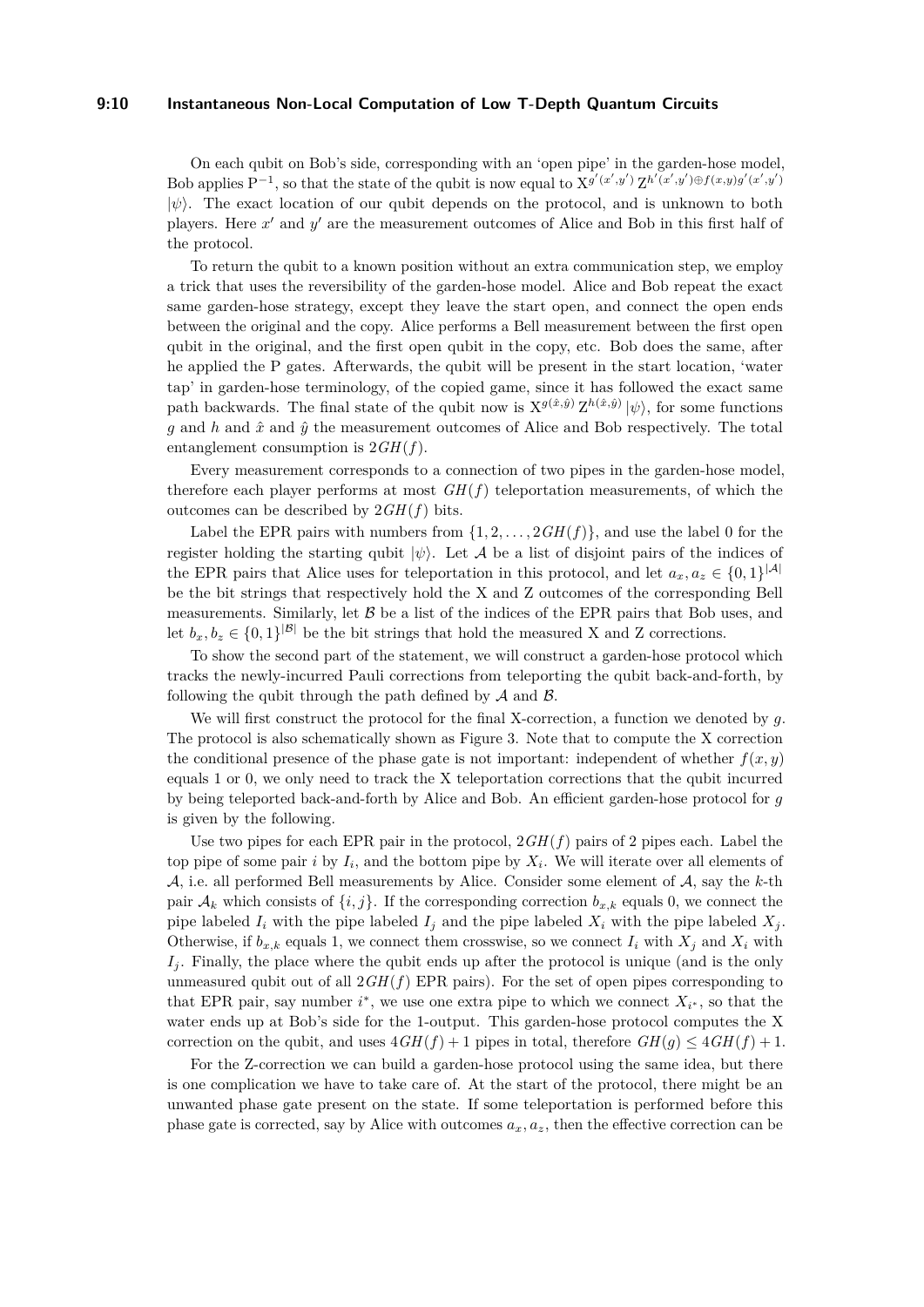On each qubit on Bob's side, corresponding with an 'open pipe' in the garden-hose model, Bob applies $\mathrm{P}^{-1}$, so that the state of the qubit is now equal to $\mathrm{X}^{g'(x',y')}\,\mathrm{Z}^{h'(x',y')\oplus f(x,y)g'(x',y')}$ $|\psi\rangle$. The exact location of our qubit depends on the protocol, and is unknown to both players. Here $x'$ and $y'$ are the measurement outcomes of Alice and Bob in this first half of the protocol.

To return the qubit to a known position without an extra communication step, we employ a trick that uses the reversibility of the garden-hose model. Alice and Bob repeat the exact same garden-hose strategy, except they leave the start open, and connect the open ends between the original and the copy. Alice performs a Bell measurement between the first open qubit in the original, and the first open qubit in the copy, etc. Bob does the same, after he applied the P gates. Afterwards, the qubit will be present in the start location, 'water tap' in garden-hose terminology, of the copied game, since it has followed the exact same path backwards. The final state of the qubit now is $\mathrm{X}^{g(\hat{x},\hat{y})}\,\mathrm{Z}^{h(\hat{x},\hat{y})}\,|\psi\rangle$, for some functions $g$ and $h$ and $\hat{x}$ and $\hat{y}$ the measurement outcomes of Alice and Bob respectively. The total entanglement consumption is $2GH(f)$.

Every measurement corresponds to a connection of two pipes in the garden-hose model, therefore each player performs at most $GH(f)$ teleportation measurements, of which the outcomes can be described by $2GH(f)$ bits.

Label the EPR pairs with numbers from $\{1, 2, \ldots, 2GH(f)\}$, and use the label 0 for the register holding the starting qubit $|\psi\rangle$. Let $\mathcal{A}$ be a list of disjoint pairs of the indices of the EPR pairs that Alice uses for teleportation in this protocol, and let $a_x, a_z \in \{0,1\}^{|\mathcal{A}|}$ be the bit strings that respectively hold the X and Z outcomes of the corresponding Bell measurements. Similarly, let $\mathcal{B}$ be a list of the indices of the EPR pairs that Bob uses, and let $b_x, b_z \in \{0,1\}^{|\mathcal{B}|}$ be the bit strings that hold the measured X and Z corrections.

To show the second part of the statement, we will construct a garden-hose protocol which tracks the newly-incurred Pauli corrections from teleporting the qubit back-and-forth, by following the qubit through the path defined by $\mathcal{A}$ and $\mathcal{B}$.

We will first construct the protocol for the final X-correction, a function we denoted by $g$. The protocol is also schematically shown as Figure 3. Note that to compute the X correction the conditional presence of the phase gate is not important: independent of whether $f(x,y)$ equals 1 or 0, we only need to track the X teleportation corrections that the qubit incurred by being teleported back-and-forth by Alice and Bob. An efficient garden-hose protocol for $g$ is given by the following.

Use two pipes for each EPR pair in the protocol, $2GH(f)$ pairs of 2 pipes each. Label the top pipe of some pair $i$ by $I_i$, and the bottom pipe by $X_i$. We will iterate over all elements of $\mathcal{A}$, i.e. all performed Bell measurements by Alice. Consider some element of $\mathcal{A}$, say the $k$-th pair $\mathcal{A}_k$ which consists of $\{i,j\}$. If the corresponding correction $b_{x,k}$ equals 0, we connect the pipe labeled $I_i$ with the pipe labeled $I_j$ and the pipe labeled $X_i$ with the pipe labeled $X_j$. Otherwise, if $b_{x,k}$ equals 1, we connect them crosswise, so we connect $I_i$ with $X_j$ and $X_i$ with $I_j$. Finally, the place where the qubit ends up after the protocol is unique (and is the only unmeasured qubit out of all $2GH(f)$ EPR pairs). For the set of open pipes corresponding to that EPR pair, say number $i^*$, we use one extra pipe to which we connect $X_{i^*}$, so that the water ends up at Bob's side for the 1-output. This garden-hose protocol computes the X correction on the qubit, and uses $4GH(f)+1$ pipes in total, therefore $GH(g) \leq 4GH(f)+1$.

For the Z-correction we can build a garden-hose protocol using the same idea, but there is one complication we have to take care of. At the start of the protocol, there might be an unwanted phase gate present on the state. If some teleportation is performed before this phase gate is corrected, say by Alice with outcomes $a_x, a_z$, then the effective correction can be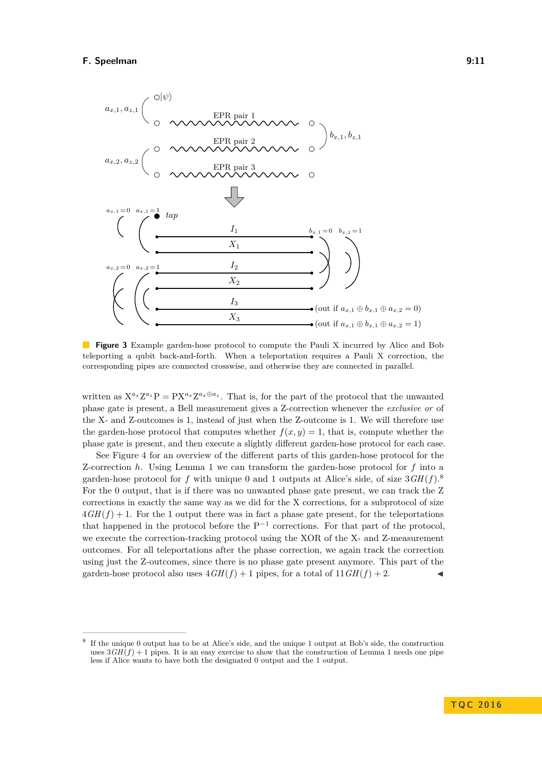**Figure 3** Example garden-hose protocol to compute the Pauli X incurred by Alice and Bob teleporting a qubit back-and-forth. When a teleportation requires a Pauli X correction, the corresponding pipes are connected crosswise, and otherwise they are connected in parallel.

written as $X^{a_x}Z^{a_z}P = PX^{a_x}Z^{a_x \oplus a_z}$. That is, for the part of the protocol that the unwanted phase gate is present, a Bell measurement gives a Z-correction whenever the *exclusive or* of the X- and Z-outcomes is 1, instead of just when the Z-outcome is 1. We will therefore use the garden-hose protocol that computes whether $f(x, y) = 1$, that is, compute whether the phase gate is present, and then execute a slightly different garden-hose protocol for each case.

See Figure 4 for an overview of the different parts of this garden-hose protocol for the Z-correction $h$. Using Lemma 1 we can transform the garden-hose protocol for $f$ into a garden-hose protocol for $f$ with unique 0 and 1 outputs at Alice's side, of size $3GH(f)$.[8] For the 0 output, that is if there was no unwanted phase gate present, we can track the Z corrections in exactly the same way as we did for the X corrections, for a subprotocol of size $4GH(f) + 1$. For the 1 output there was in fact a phase gate present, for the teleportations that happened in the protocol before the $P^{-1}$ corrections. For that part of the protocol, we execute the correction-tracking protocol using the XOR of the X- and Z-measurement outcomes. For all teleportations after the phase correction, we again track the correction using just the Z-outcomes, since there is no phase gate present anymore. This part of the garden-hose protocol also uses $4GH(f) + 1$ pipes, for a total of $11GH(f) + 2$. ◀

[8] If the unique 0 output has to be at Alice's side, and the unique 1 output at Bob's side, the construction uses $3GH(f) + 1$ pipes. It is an easy exercise to show that the construction of Lemma 1 needs one pipe less if Alice wants to have both the designated 0 output and the 1 output.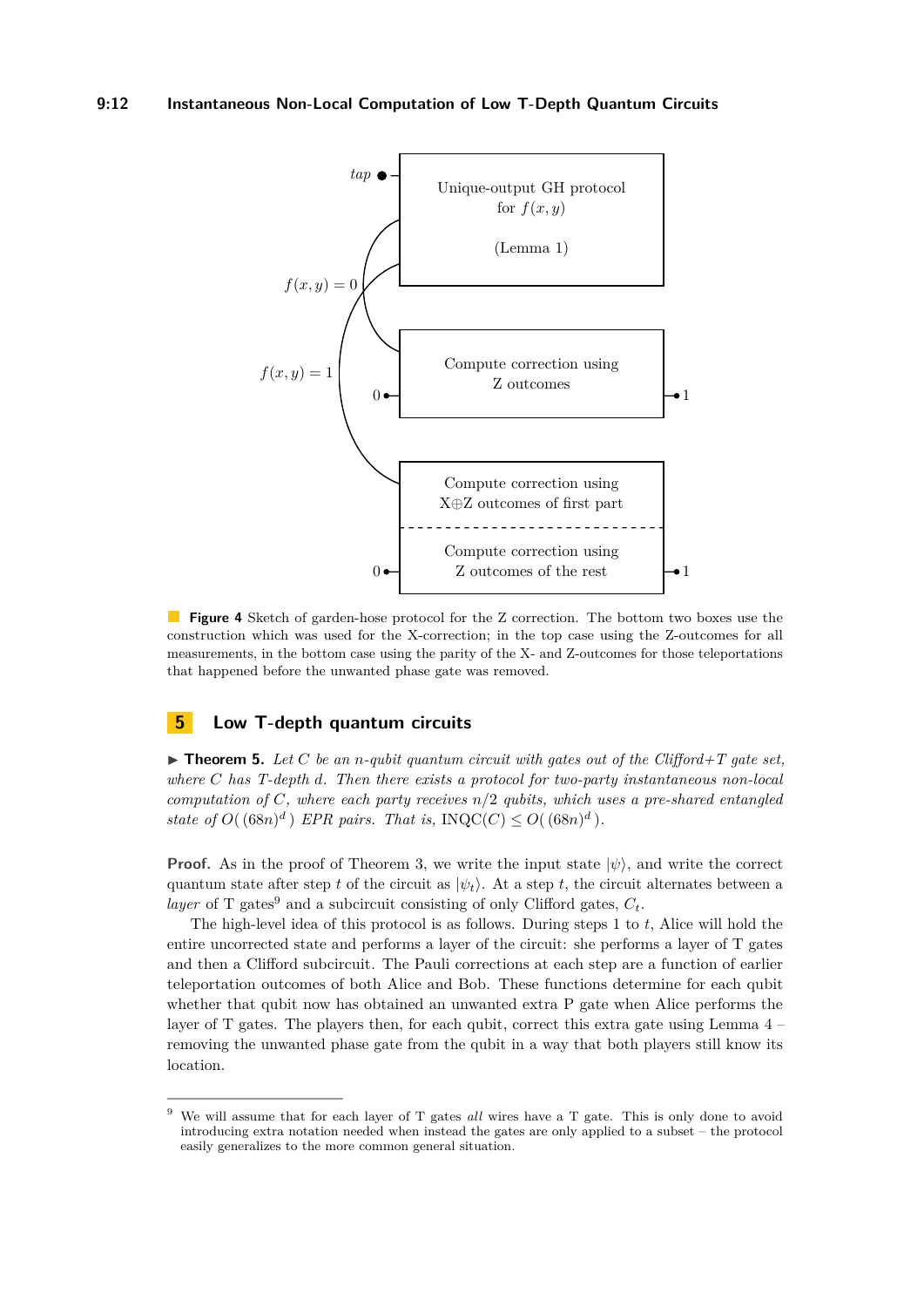**Figure 4** Sketch of garden-hose protocol for the Z correction. The bottom two boxes use the construction which was used for the X-correction; in the top case using the Z-outcomes for all measurements, in the bottom case using the parity of the X- and Z-outcomes for those teleportations that happened before the unwanted phase gate was removed.

## 5 Low T-depth quantum circuits

▶ **Theorem 5.** *Let $C$ be an $n$-qubit quantum circuit with gates out of the Clifford+T gate set, where $C$ has T-depth $d$. Then there exists a protocol for two-party instantaneous non-local computation of $C$, where each party receives $n/2$ qubits, which uses a pre-shared entangled state of $O(\,(68n)^d\,)$ EPR pairs. That is,* $\mathrm{INQC}(C) \leq O(\,(68n)^d\,)$.

**Proof.** As in the proof of Theorem 3, we write the input state $|\psi\rangle$, and write the correct quantum state after step $t$ of the circuit as $|\psi_t\rangle$. At a step $t$, the circuit alternates between a *layer* of T gates[9] and a subcircuit consisting of only Clifford gates, $C_t$.

The high-level idea of this protocol is as follows. During steps 1 to $t$, Alice will hold the entire uncorrected state and performs a layer of the circuit: she performs a layer of T gates and then a Clifford subcircuit. The Pauli corrections at each step are a function of earlier teleportation outcomes of both Alice and Bob. These functions determine for each qubit whether that qubit now has obtained an unwanted extra P gate when Alice performs the layer of T gates. The players then, for each qubit, correct this extra gate using Lemma 4 – removing the unwanted phase gate from the qubit in a way that both players still know its location.

[9] We will assume that for each layer of T gates *all* wires have a T gate. This is only done to avoid introducing extra notation needed when instead the gates are only applied to a subset – the protocol easily generalizes to the more common general situation.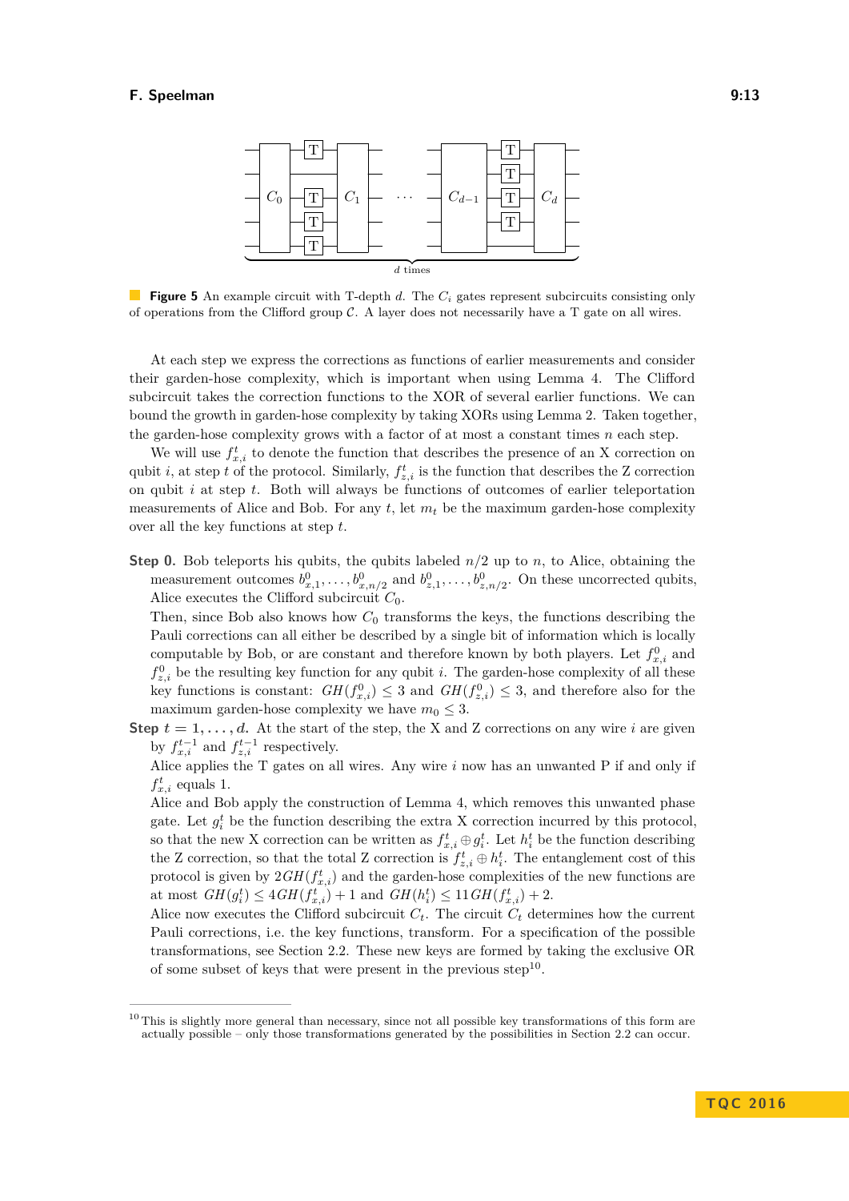**Figure 5** An example circuit with T-depth $d$. The $C_i$ gates represent subcircuits consisting only of operations from the Clifford group $\mathcal{C}$. A layer does not necessarily have a T gate on all wires.

At each step we express the corrections as functions of earlier measurements and consider their garden-hose complexity, which is important when using Lemma 4. The Clifford subcircuit takes the correction functions to the XOR of several earlier functions. We can bound the growth in garden-hose complexity by taking XORs using Lemma 2. Taken together, the garden-hose complexity grows with a factor of at most a constant times $n$ each step.

We will use $f^t_{x,i}$ to denote the function that describes the presence of an X correction on qubit $i$, at step $t$ of the protocol. Similarly, $f^t_{z,i}$ is the function that describes the Z correction on qubit $i$ at step $t$. Both will always be functions of outcomes of earlier teleportation measurements of Alice and Bob. For any $t$, let $m_t$ be the maximum garden-hose complexity over all the key functions at step $t$.

**Step 0.** Bob teleports his qubits, the qubits labeled $n/2$ up to $n$, to Alice, obtaining the measurement outcomes $b^0_{x,1}, \ldots, b^0_{x,n/2}$ and $b^0_{z,1}, \ldots, b^0_{z,n/2}$. On these uncorrected qubits, Alice executes the Clifford subcircuit $C_0$.

Then, since Bob also knows how $C_0$ transforms the keys, the functions describing the Pauli corrections can all either be described by a single bit of information which is locally computable by Bob, or are constant and therefore known by both players. Let $f^0_{x,i}$ and $f^0_{z,i}$ be the resulting key function for any qubit $i$. The garden-hose complexity of all these key functions is constant: $GH(f^0_{x,i}) \leq 3$ and $GH(f^0_{z,i}) \leq 3$, and therefore also for the maximum garden-hose complexity we have $m_0 \leq 3$.

**Step $t = 1, \ldots, d$.** At the start of the step, the X and Z corrections on any wire $i$ are given by $f^{t-1}_{x,i}$ and $f^{t-1}_{z,i}$ respectively.

Alice applies the T gates on all wires. Any wire $i$ now has an unwanted P if and only if $f^t_{x,i}$ equals 1.

Alice and Bob apply the construction of Lemma 4, which removes this unwanted phase gate. Let $g^t_i$ be the function describing the extra X correction incurred by this protocol, so that the new X correction can be written as $f^t_{x,i} \oplus g^t_i$. Let $h^t_i$ be the function describing the Z correction, so that the total Z correction is $f^t_{z,i} \oplus h^t_i$. The entanglement cost of this protocol is given by $2GH(f^t_{x,i})$ and the garden-hose complexities of the new functions are at most $GH(g^t_i) \leq 4GH(f^t_{x,i}) + 1$ and $GH(h^t_i) \leq 11GH(f^t_{x,i}) + 2$.

Alice now executes the Clifford subcircuit $C_t$. The circuit $C_t$ determines how the current Pauli corrections, i.e. the key functions, transform. For a specification of the possible transformations, see Section 2.2. These new keys are formed by taking the exclusive OR of some subset of keys that were present in the previous step[10].

[10] This is slightly more general than necessary, since not all possible key transformations of this form are actually possible – only those transformations generated by the possibilities in Section 2.2 can occur.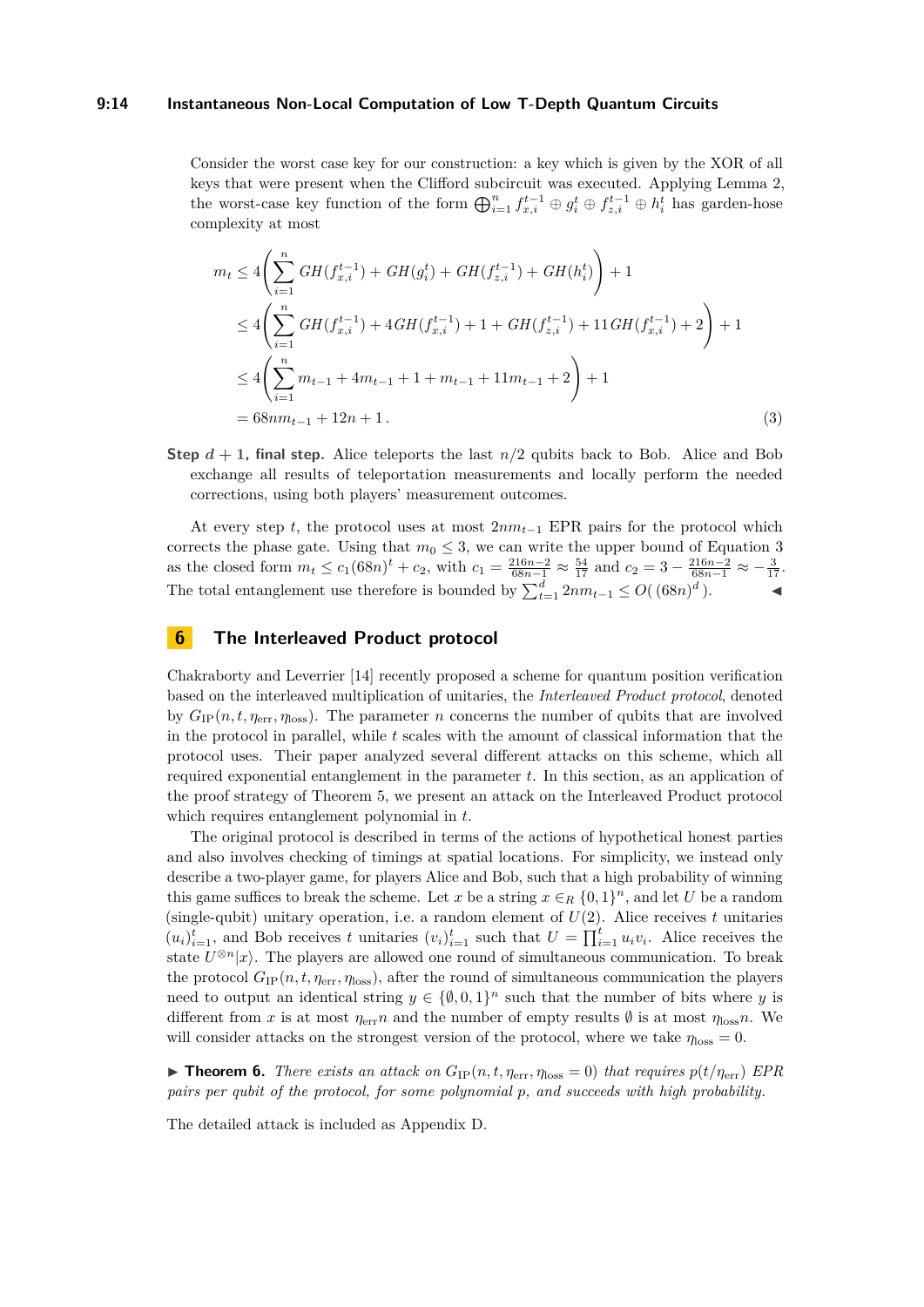Consider the worst case key for our construction: a key which is given by the XOR of all keys that were present when the Clifford subcircuit was executed. Applying Lemma 2, the worst-case key function of the form $\bigoplus_{i=1}^{n} f_{x,i}^{t-1} \oplus g_i^t \oplus f_{z,i}^{t-1} \oplus h_i^t$ has garden-hose complexity at most

$$
\begin{aligned}
m_t &\leq 4\left(\sum_{i=1}^{n} GH(f_{x,i}^{t-1}) + GH(g_i^t) + GH(f_{z,i}^{t-1}) + GH(h_i^t)\right) + 1 \\
&\leq 4\left(\sum_{i=1}^{n} GH(f_{x,i}^{t-1}) + 4GH(f_{x,i}^{t-1}) + 1 + GH(f_{z,i}^{t-1}) + 11GH(f_{x,i}^{t-1}) + 2\right) + 1 \\
&\leq 4\left(\sum_{i=1}^{n} m_{t-1} + 4m_{t-1} + 1 + m_{t-1} + 11m_{t-1} + 2\right) + 1 \\
&= 68nm_{t-1} + 12n + 1\,. \qquad (3)
\end{aligned}
$$

**Step $d+1$, final step.** Alice teleports the last $n/2$ qubits back to Bob. Alice and Bob exchange all results of teleportation measurements and locally perform the needed corrections, using both players' measurement outcomes.

At every step $t$, the protocol uses at most $2nm_{t-1}$ EPR pairs for the protocol which corrects the phase gate. Using that $m_0 \leq 3$, we can write the upper bound of Equation 3 as the closed form $m_t \leq c_1(68n)^t + c_2$, with $c_1 = \frac{216n-2}{68n-1} \approx \frac{54}{17}$ and $c_2 = 3 - \frac{216n-2}{68n-1} \approx -\frac{3}{17}$. The total entanglement use therefore is bounded by $\sum_{t=1}^{d} 2nm_{t-1} \leq O(\,(68n)^d\,)$. ◀

## 6 The Interleaved Product protocol

Chakraborty and Leverrier [14] recently proposed a scheme for quantum position verification based on the interleaved multiplication of unitaries, the *Interleaved Product protocol*, denoted by $G_{\text{IP}}(n,t,\eta_{\text{err}},\eta_{\text{loss}})$. The parameter $n$ concerns the number of qubits that are involved in the protocol in parallel, while $t$ scales with the amount of classical information that the protocol uses. Their paper analyzed several different attacks on this scheme, which all required exponential entanglement in the parameter $t$. In this section, as an application of the proof strategy of Theorem 5, we present an attack on the Interleaved Product protocol which requires entanglement polynomial in $t$.

The original protocol is described in terms of the actions of hypothetical honest parties and also involves checking of timings at spatial locations. For simplicity, we instead only describe a two-player game, for players Alice and Bob, such that a high probability of winning this game suffices to break the scheme. Let $x$ be a string $x \in_R \{0,1\}^n$, and let $U$ be a random (single-qubit) unitary operation, i.e. a random element of $U(2)$. Alice receives $t$ unitaries $(u_i)_{i=1}^t$, and Bob receives $t$ unitaries $(v_i)_{i=1}^t$ such that $U = \prod_{i=1}^t u_i v_i$. Alice receives the state $U^{\otimes n}|x\rangle$. The players are allowed one round of simultaneous communication. To break the protocol $G_{\text{IP}}(n,t,\eta_{\text{err}},\eta_{\text{loss}})$, after the round of simultaneous communication the players need to output an identical string $y \in \{\emptyset,0,1\}^n$ such that the number of bits where $y$ is different from $x$ is at most $\eta_{\text{err}}n$ and the number of empty results $\emptyset$ is at most $\eta_{\text{loss}}n$. We will consider attacks on the strongest version of the protocol, where we take $\eta_{\text{loss}} = 0$.

▶ **Theorem 6.** *There exists an attack on $G_{\text{IP}}(n,t,\eta_{\text{err}},\eta_{\text{loss}}=0)$ that requires $p(t/\eta_{\text{err}})$ EPR pairs per qubit of the protocol, for some polynomial $p$, and succeeds with high probability.*

The detailed attack is included as Appendix D.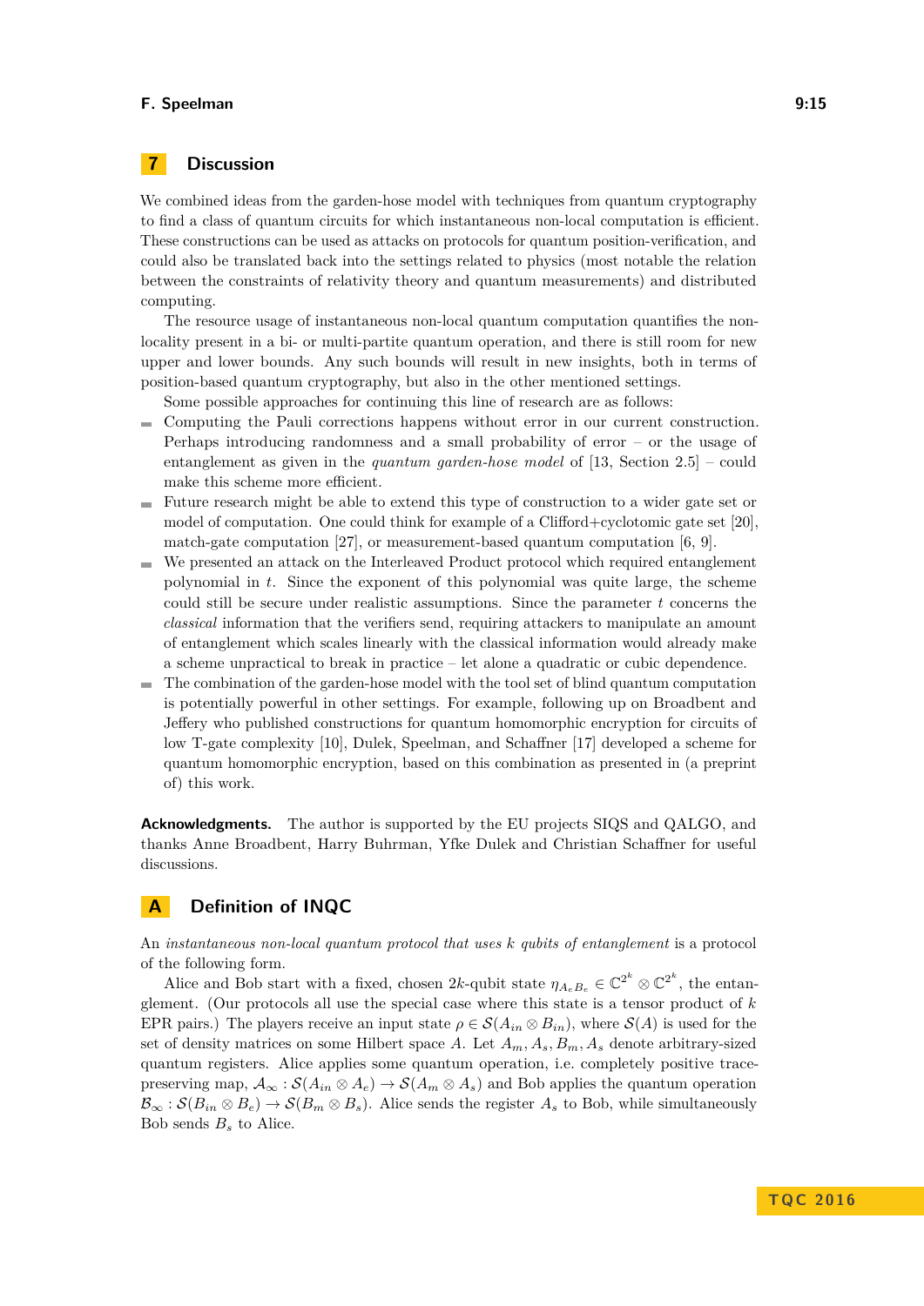## 7 Discussion

We combined ideas from the garden-hose model with techniques from quantum cryptography to find a class of quantum circuits for which instantaneous non-local computation is efficient. These constructions can be used as attacks on protocols for quantum position-verification, and could also be translated back into the settings related to physics (most notable the relation between the constraints of relativity theory and quantum measurements) and distributed computing.

The resource usage of instantaneous non-local quantum computation quantifies the non-locality present in a bi- or multi-partite quantum operation, and there is still room for new upper and lower bounds. Any such bounds will result in new insights, both in terms of position-based quantum cryptography, but also in the other mentioned settings.

Some possible approaches for continuing this line of research are as follows:

- Computing the Pauli corrections happens without error in our current construction. Perhaps introducing randomness and a small probability of error – or the usage of entanglement as given in the *quantum garden-hose model* of [13, Section 2.5] – could make this scheme more efficient.
- Future research might be able to extend this type of construction to a wider gate set or model of computation. One could think for example of a Clifford+cyclotomic gate set [20], match-gate computation [27], or measurement-based quantum computation [6, 9].
- We presented an attack on the Interleaved Product protocol which required entanglement polynomial in $t$. Since the exponent of this polynomial was quite large, the scheme could still be secure under realistic assumptions. Since the parameter $t$ concerns the *classical* information that the verifiers send, requiring attackers to manipulate an amount of entanglement which scales linearly with the classical information would already make a scheme unpractical to break in practice – let alone a quadratic or cubic dependence.
- The combination of the garden-hose model with the tool set of blind quantum computation is potentially powerful in other settings. For example, following up on Broadbent and Jeffery who published constructions for quantum homomorphic encryption for circuits of low T-gate complexity [10], Dulek, Speelman, and Schaffner [17] developed a scheme for quantum homomorphic encryption, based on this combination as presented in (a preprint of) this work.

**Acknowledgments.** The author is supported by the EU projects SIQS and QALGO, and thanks Anne Broadbent, Harry Buhrman, Yfke Dulek and Christian Schaffner for useful discussions.

## A Definition of INQC

An *instantaneous non-local quantum protocol that uses $k$ qubits of entanglement* is a protocol of the following form.

Alice and Bob start with a fixed, chosen $2k$-qubit state $\eta_{A_e B_e} \in \mathbb{C}^{2^k} \otimes \mathbb{C}^{2^k}$, the entanglement. (Our protocols all use the special case where this state is a tensor product of $k$ EPR pairs.) The players receive an input state $\rho \in \mathcal{S}(A_{in} \otimes B_{in})$, where $\mathcal{S}(A)$ is used for the set of density matrices on some Hilbert space $A$. Let $A_m, A_s, B_m, A_s$ denote arbitrary-sized quantum registers. Alice applies some quantum operation, i.e. completely positive trace-preserving map, $\mathcal{A}_\infty : \mathcal{S}(A_{in} \otimes A_e) \to \mathcal{S}(A_m \otimes A_s)$ and Bob applies the quantum operation $\mathcal{B}_\infty : \mathcal{S}(B_{in} \otimes B_e) \to \mathcal{S}(B_m \otimes B_s)$. Alice sends the register $A_s$ to Bob, while simultaneously Bob sends $B_s$ to Alice.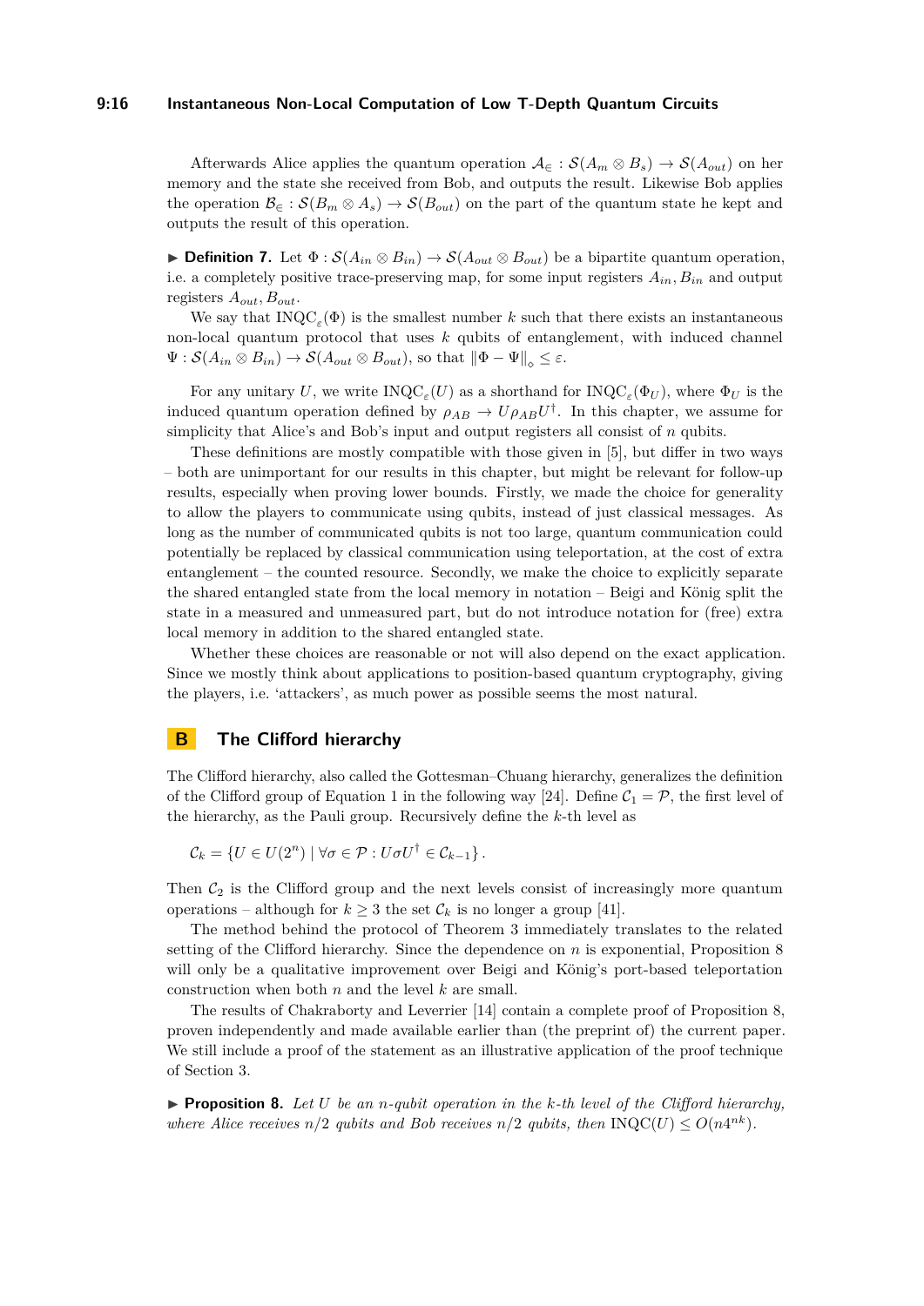Afterwards Alice applies the quantum operation $\mathcal{A}_\in : \mathcal{S}(A_m \otimes B_s) \to \mathcal{S}(A_{out})$ on her memory and the state she received from Bob, and outputs the result. Likewise Bob applies the operation $\mathcal{B}_\in : \mathcal{S}(B_m \otimes A_s) \to \mathcal{S}(B_{out})$ on the part of the quantum state he kept and outputs the result of this operation.

▶ **Definition 7.** Let $\Phi : \mathcal{S}(A_{in} \otimes B_{in}) \to \mathcal{S}(A_{out} \otimes B_{out})$ be a bipartite quantum operation, i.e. a completely positive trace-preserving map, for some input registers $A_{in}, B_{in}$ and output registers $A_{out}, B_{out}$.

We say that $\mathrm{INQC}_\varepsilon(\Phi)$ is the smallest number $k$ such that there exists an instantaneous non-local quantum protocol that uses $k$ qubits of entanglement, with induced channel $\Psi : \mathcal{S}(A_{in} \otimes B_{in}) \to \mathcal{S}(A_{out} \otimes B_{out})$, so that $\|\Phi - \Psi\|_\diamond \leq \varepsilon$.

For any unitary $U$, we write $\mathrm{INQC}_\varepsilon(U)$ as a shorthand for $\mathrm{INQC}_\varepsilon(\Phi_U)$, where $\Phi_U$ is the induced quantum operation defined by $\rho_{AB} \to U\rho_{AB}U^\dagger$. In this chapter, we assume for simplicity that Alice's and Bob's input and output registers all consist of $n$ qubits.

These definitions are mostly compatible with those given in [5], but differ in two ways – both are unimportant for our results in this chapter, but might be relevant for follow-up results, especially when proving lower bounds. Firstly, we made the choice for generality to allow the players to communicate using qubits, instead of just classical messages. As long as the number of communicated qubits is not too large, quantum communication could potentially be replaced by classical communication using teleportation, at the cost of extra entanglement – the counted resource. Secondly, we make the choice to explicitly separate the shared entangled state from the local memory in notation – Beigi and König split the state in a measured and unmeasured part, but do not introduce notation for (free) extra local memory in addition to the shared entangled state.

Whether these choices are reasonable or not will also depend on the exact application. Since we mostly think about applications to position-based quantum cryptography, giving the players, i.e. 'attackers', as much power as possible seems the most natural.

# B The Clifford hierarchy

The Clifford hierarchy, also called the Gottesman–Chuang hierarchy, generalizes the definition of the Clifford group of Equation 1 in the following way [24]. Define $\mathcal{C}_1 = \mathcal{P}$, the first level of the hierarchy, as the Pauli group. Recursively define the $k$-th level as

$$\mathcal{C}_k = \{U \in U(2^n) \mid \forall \sigma \in \mathcal{P} : U\sigma U^\dagger \in \mathcal{C}_{k-1}\}.$$

Then $\mathcal{C}_2$ is the Clifford group and the next levels consist of increasingly more quantum operations – although for $k \geq 3$ the set $\mathcal{C}_k$ is no longer a group [41].

The method behind the protocol of Theorem 3 immediately translates to the related setting of the Clifford hierarchy. Since the dependence on $n$ is exponential, Proposition 8 will only be a qualitative improvement over Beigi and König's port-based teleportation construction when both $n$ and the level $k$ are small.

The results of Chakraborty and Leverrier [14] contain a complete proof of Proposition 8, proven independently and made available earlier than (the preprint of) the current paper. We still include a proof of the statement as an illustrative application of the proof technique of Section 3.

▶ **Proposition 8.** *Let $U$ be an $n$-qubit operation in the $k$-th level of the Clifford hierarchy, where Alice receives $n/2$ qubits and Bob receives $n/2$ qubits, then $\mathrm{INQC}(U) \leq O(n4^{nk})$.*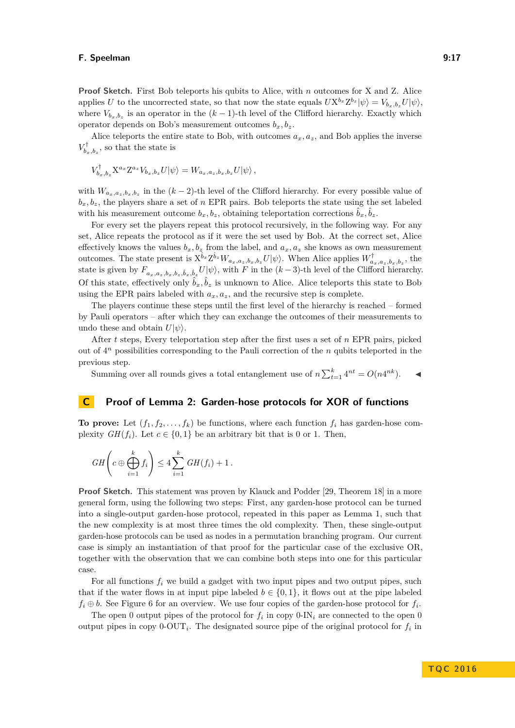**Proof Sketch.** First Bob teleports his qubits to Alice, with $n$ outcomes for X and Z. Alice applies $U$ to the uncorrected state, so that now the state equals $U\mathrm{X}^{b_x}\mathrm{Z}^{b_z}|\psi\rangle = V_{b_x,b_z}U|\psi\rangle$, where $V_{b_x,b_z}$ is an operator in the $(k-1)$-th level of the Clifford hierarchy. Exactly which operator depends on Bob's measurement outcomes $b_x, b_z$.

Alice teleports the entire state to Bob, with outcomes $a_x, a_z$, and Bob applies the inverse $V^\dagger_{b_x,b_z}$, so that the state is

$$V^\dagger_{b_x,b_z}\mathrm{X}^{a_x}\mathrm{Z}^{a_z}V_{b_x,b_z}U|\psi\rangle = W_{a_x,a_z,b_x,b_z}U|\psi\rangle\,,$$

with $W_{a_x,a_z,b_x,b_z}$ in the $(k-2)$-th level of the Clifford hierarchy. For every possible value of $b_x, b_z$, the players share a set of $n$ EPR pairs. Bob teleports the state using the set labeled with his measurement outcome $b_x, b_z$, obtaining teleportation corrections $\hat{b}_x, \hat{b}_z$.

For every set the players repeat this protocol recursively, in the following way. For any set, Alice repeats the protocol as if it were the set used by Bob. At the correct set, Alice effectively knows the values $b_x, b_z$ from the label, and $a_x, a_z$ she knows as own measurement outcomes. The state present is $\mathrm{X}^{\hat{b}_x}\mathrm{Z}^{\hat{b}_z}W_{a_x,a_z,b_x,b_z}U|\psi\rangle$. When Alice applies $W^\dagger_{a_x,a_z,b_x,b_z}$, the state is given by $F_{a_x,a_z,b_x,b_z,\hat{b}_x,\hat{b}_z}U|\psi\rangle$, with $F$ in the $(k-3)$-th level of the Clifford hierarchy. Of this state, effectively only $\hat{b}_x, \hat{b}_z$ is unknown to Alice. Alice teleports this state to Bob using the EPR pairs labeled with $a_x, a_z$, and the recursive step is complete.

The players continue these steps until the first level of the hierarchy is reached – formed by Pauli operators – after which they can exchange the outcomes of their measurements to undo these and obtain $U|\psi\rangle$.

After $t$ steps, Every teleportation step after the first uses a set of $n$ EPR pairs, picked out of $4^n$ possibilities corresponding to the Pauli correction of the $n$ qubits teleported in the previous step.

Summing over all rounds gives a total entanglement use of $n\sum_{t=1}^{k} 4^{nt} = O(n4^{nk})$. ◂

## C Proof of Lemma 2: Garden-hose protocols for XOR of functions

**To prove:** Let $(f_1, f_2, \ldots, f_k)$ be functions, where each function $f_i$ has garden-hose complexity $GH(f_i)$. Let $c \in \{0,1\}$ be an arbitrary bit that is 0 or 1. Then,

$$GH\left(c \oplus \bigoplus_{i=1}^{k} f_i\right) \leq 4\sum_{i=1}^{k} GH(f_i) + 1\,.$$

**Proof Sketch.** This statement was proven by Klauck and Podder [29, Theorem 18] in a more general form, using the following two steps: First, any garden-hose protocol can be turned into a single-output garden-hose protocol, repeated in this paper as Lemma 1, such that the new complexity is at most three times the old complexity. Then, these single-output garden-hose protocols can be used as nodes in a permutation branching program. Our current case is simply an instantiation of that proof for the particular case of the exclusive OR, together with the observation that we can combine both steps into one for this particular case.

For all functions $f_i$ we build a gadget with two input pipes and two output pipes, such that if the water flows in at input pipe labeled $b \in \{0,1\}$, it flows out at the pipe labeled $f_i \oplus b$. See Figure 6 for an overview. We use four copies of the garden-hose protocol for $f_i$.

The open 0 output pipes of the protocol for $f_i$ in copy 0-IN$_i$ are connected to the open 0 output pipes in copy 0-OUT$_i$. The designated source pipe of the original protocol for $f_i$ in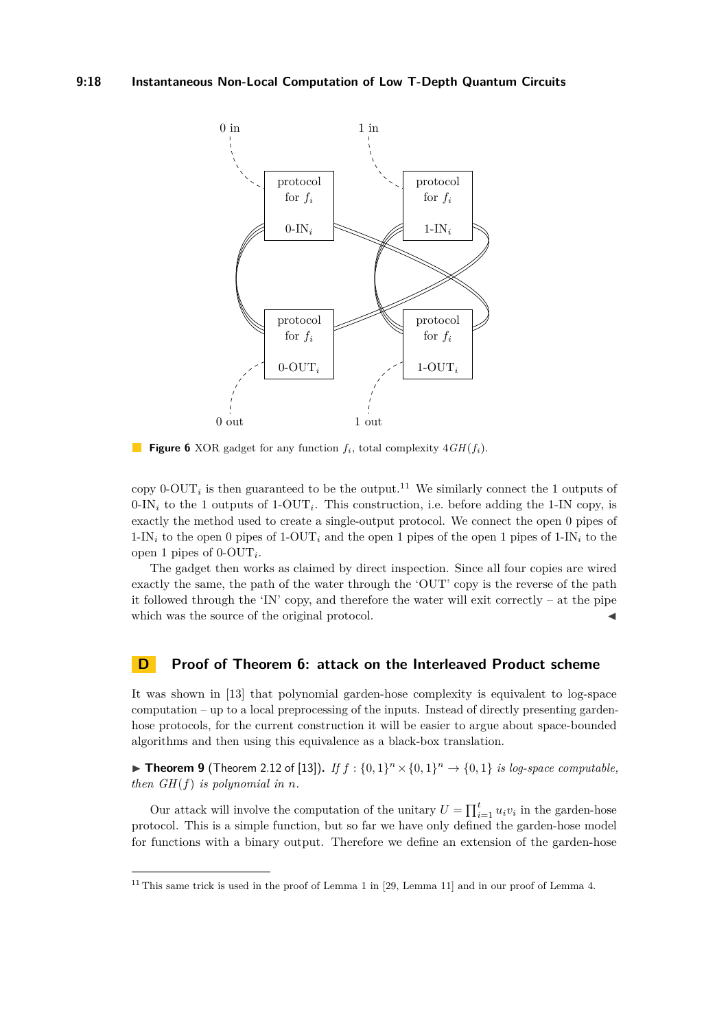Figure 6 XOR gadget for any function $f_i$, total complexity $4GH(f_i)$.

copy 0-OUT$_i$ is then guaranteed to be the output.[11] We similarly connect the 1 outputs of 0-IN$_i$ to the 1 outputs of 1-OUT$_i$. This construction, i.e. before adding the 1-IN copy, is exactly the method used to create a single-output protocol. We connect the open 0 pipes of 1-IN$_i$ to the open 0 pipes of 1-OUT$_i$ and the open 1 pipes of the open 1 pipes of 1-IN$_i$ to the open 1 pipes of 0-OUT$_i$.

The gadget then works as claimed by direct inspection. Since all four copies are wired exactly the same, the path of the water through the 'OUT' copy is the reverse of the path it followed through the 'IN' copy, and therefore the water will exit correctly – at the pipe which was the source of the original protocol. ◀

# D Proof of Theorem 6: attack on the Interleaved Product scheme

It was shown in [13] that polynomial garden-hose complexity is equivalent to log-space computation – up to a local preprocessing of the inputs. Instead of directly presenting garden-hose protocols, for the current construction it will be easier to argue about space-bounded algorithms and then using this equivalence as a black-box translation.

▶ **Theorem 9** (Theorem 2.12 of [13]). *If $f : \{0,1\}^n \times \{0,1\}^n \to \{0,1\}$ is log-space computable, then $GH(f)$ is polynomial in $n$.*

Our attack will involve the computation of the unitary $U = \prod_{i=1}^{t} u_i v_i$ in the garden-hose protocol. This is a simple function, but so far we have only defined the garden-hose model for functions with a binary output. Therefore we define an extension of the garden-hose

[11] This same trick is used in the proof of Lemma 1 in [29, Lemma 11] and in our proof of Lemma 4.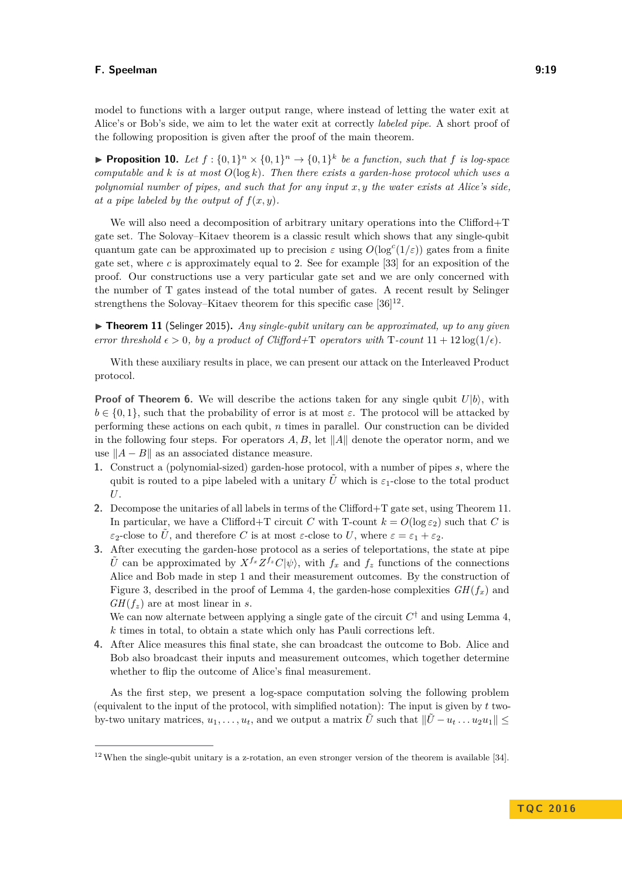model to functions with a larger output range, where instead of letting the water exit at Alice's or Bob's side, we aim to let the water exit at correctly *labeled pipe.* A short proof of the following proposition is given after the proof of the main theorem.

▶ **Proposition 10.** *Let $f : \{0,1\}^n \times \{0,1\}^n \to \{0,1\}^k$ be a function, such that $f$ is log-space computable and $k$ is at most $O(\log k)$. Then there exists a garden-hose protocol which uses a polynomial number of pipes, and such that for any input $x, y$ the water exists at Alice's side, at a pipe labeled by the output of $f(x,y)$.*

We will also need a decomposition of arbitrary unitary operations into the Clifford+T gate set. The Solovay–Kitaev theorem is a classic result which shows that any single-qubit quantum gate can be approximated up to precision $\varepsilon$ using $O(\log^c(1/\varepsilon))$ gates from a finite gate set, where $c$ is approximately equal to 2. See for example [33] for an exposition of the proof. Our constructions use a very particular gate set and we are only concerned with the number of T gates instead of the total number of gates. A recent result by Selinger strengthens the Solovay–Kitaev theorem for this specific case [36][12].

▶ **Theorem 11** (Selinger 2015). *Any single-qubit unitary can be approximated, up to any given error threshold $\epsilon > 0$, by a product of Clifford+T operators with T-count $11 + 12\log(1/\epsilon)$.*

With these auxiliary results in place, we can present our attack on the Interleaved Product protocol.

**Proof of Theorem 6.** We will describe the actions taken for any single qubit $U|b\rangle$, with $b \in \{0,1\}$, such that the probability of error is at most $\varepsilon$. The protocol will be attacked by performing these actions on each qubit, $n$ times in parallel. Our construction can be divided in the following four steps. For operators $A, B$, let $\|A\|$ denote the operator norm, and we use $\|A - B\|$ as an associated distance measure.

1. Construct a (polynomial-sized) garden-hose protocol, with a number of pipes $s$, where the qubit is routed to a pipe labeled with a unitary $\tilde{U}$ which is $\varepsilon_1$-close to the total product $U$.
2. Decompose the unitaries of all labels in terms of the Clifford+T gate set, using Theorem 11. In particular, we have a Clifford+T circuit $C$ with T-count $k = O(\log \varepsilon_2)$ such that $C$ is $\varepsilon_2$-close to $\tilde{U}$, and therefore $C$ is at most $\varepsilon$-close to $U$, where $\varepsilon = \varepsilon_1 + \varepsilon_2$.
3. After executing the garden-hose protocol as a series of teleportations, the state at pipe $\tilde{U}$ can be approximated by $X^{f_x} Z^{f_z} C|\psi\rangle$, with $f_x$ and $f_z$ functions of the connections Alice and Bob made in step 1 and their measurement outcomes. By the construction of Figure 3, described in the proof of Lemma 4, the garden-hose complexities $GH(f_x)$ and $GH(f_z)$ are at most linear in $s$.
   We can now alternate between applying a single gate of the circuit $C^\dagger$ and using Lemma 4, $k$ times in total, to obtain a state which only has Pauli corrections left.
4. After Alice measures this final state, she can broadcast the outcome to Bob. Alice and Bob also broadcast their inputs and measurement outcomes, which together determine whether to flip the outcome of Alice's final measurement.

As the first step, we present a log-space computation solving the following problem (equivalent to the input of the protocol, with simplified notation): The input is given by $t$ two-by-two unitary matrices, $u_1, \ldots, u_t$, and we output a matrix $\tilde{U}$ such that $\|\tilde{U} - u_t \ldots u_2 u_1\| \leq$

[12] When the single-qubit unitary is a z-rotation, an even stronger version of the theorem is available [34].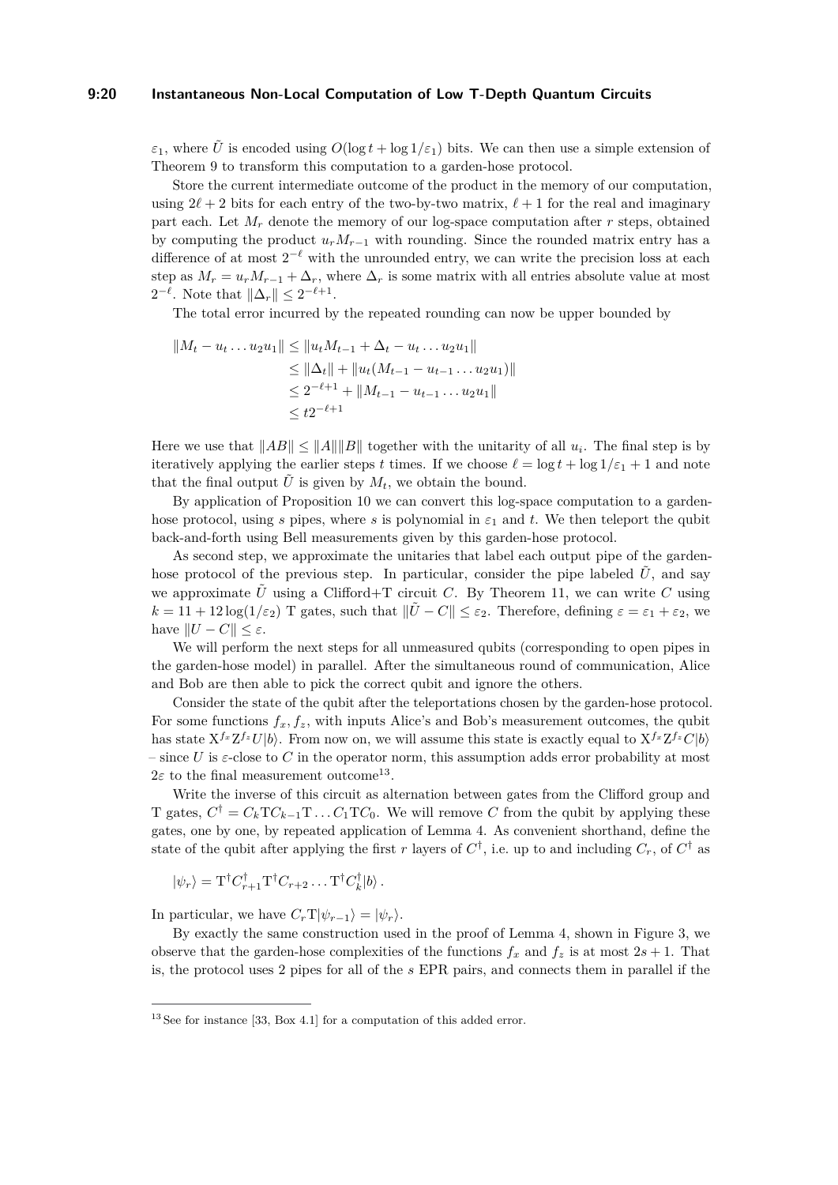$\varepsilon_1$, where $\tilde{U}$ is encoded using $O(\log t + \log 1/\varepsilon_1)$ bits. We can then use a simple extension of Theorem 9 to transform this computation to a garden-hose protocol.

Store the current intermediate outcome of the product in the memory of our computation, using $2\ell + 2$ bits for each entry of the two-by-two matrix, $\ell + 1$ for the real and imaginary part each. Let $M_r$ denote the memory of our log-space computation after $r$ steps, obtained by computing the product $u_r M_{r-1}$ with rounding. Since the rounded matrix entry has a difference of at most $2^{-\ell}$ with the unrounded entry, we can write the precision loss at each step as $M_r = u_r M_{r-1} + \Delta_r$, where $\Delta_r$ is some matrix with all entries absolute value at most $2^{-\ell}$. Note that $\|\Delta_r\| \leq 2^{-\ell+1}$.

The total error incurred by the repeated rounding can now be upper bounded by

$$\begin{aligned}
\|M_t - u_t \dots u_2 u_1\| &\leq \|u_t M_{t-1} + \Delta_t - u_t \dots u_2 u_1\| \\
&\leq \|\Delta_t\| + \|u_t(M_{t-1} - u_{t-1} \dots u_2 u_1)\| \\
&\leq 2^{-\ell+1} + \|M_{t-1} - u_{t-1} \dots u_2 u_1\| \\
&\leq t 2^{-\ell+1}
\end{aligned}$$

Here we use that $\|AB\| \leq \|A\|\|B\|$ together with the unitarity of all $u_i$. The final step is by iteratively applying the earlier steps $t$ times. If we choose $\ell = \log t + \log 1/\varepsilon_1 + 1$ and note that the final output $\tilde{U}$ is given by $M_t$, we obtain the bound.

By application of Proposition 10 we can convert this log-space computation to a garden-hose protocol, using $s$ pipes, where $s$ is polynomial in $\varepsilon_1$ and $t$. We then teleport the qubit back-and-forth using Bell measurements given by this garden-hose protocol.

As second step, we approximate the unitaries that label each output pipe of the garden-hose protocol of the previous step. In particular, consider the pipe labeled $\tilde{U}$, and say we approximate $\tilde{U}$ using a Clifford+T circuit $C$. By Theorem 11, we can write $C$ using $k = 11 + 12\log(1/\varepsilon_2)$ T gates, such that $\|\tilde{U} - C\| \leq \varepsilon_2$. Therefore, defining $\varepsilon = \varepsilon_1 + \varepsilon_2$, we have $\|U - C\| \leq \varepsilon$.

We will perform the next steps for all unmeasured qubits (corresponding to open pipes in the garden-hose model) in parallel. After the simultaneous round of communication, Alice and Bob are then able to pick the correct qubit and ignore the others.

Consider the state of the qubit after the teleportations chosen by the garden-hose protocol. For some functions $f_x, f_z$, with inputs Alice's and Bob's measurement outcomes, the qubit has state $\mathrm{X}^{f_x}\mathrm{Z}^{f_z}U|b\rangle$. From now on, we will assume this state is exactly equal to $\mathrm{X}^{f_x}\mathrm{Z}^{f_z}C|b\rangle$ – since $U$ is $\varepsilon$-close to $C$ in the operator norm, this assumption adds error probability at most $2\varepsilon$ to the final measurement outcome[13].

Write the inverse of this circuit as alternation between gates from the Clifford group and T gates, $C^\dagger = C_k \mathrm{T} C_{k-1} \mathrm{T} \dots C_1 \mathrm{T} C_0$. We will remove $C$ from the qubit by applying these gates, one by one, by repeated application of Lemma 4. As convenient shorthand, define the state of the qubit after applying the first $r$ layers of $C^\dagger$, i.e. up to and including $C_r$, of $C^\dagger$ as

$$|\psi_r\rangle = \mathrm{T}^\dagger C_{r+1}^\dagger \mathrm{T}^\dagger C_{r+2} \dots \mathrm{T}^\dagger C_k^\dagger |b\rangle\,.$$

In particular, we have $C_r \mathrm{T}|\psi_{r-1}\rangle = |\psi_r\rangle$.

By exactly the same construction used in the proof of Lemma 4, shown in Figure 3, we observe that the garden-hose complexities of the functions $f_x$ and $f_z$ is at most $2s + 1$. That is, the protocol uses 2 pipes for all of the $s$ EPR pairs, and connects them in parallel if the

[13] See for instance [33, Box 4.1] for a computation of this added error.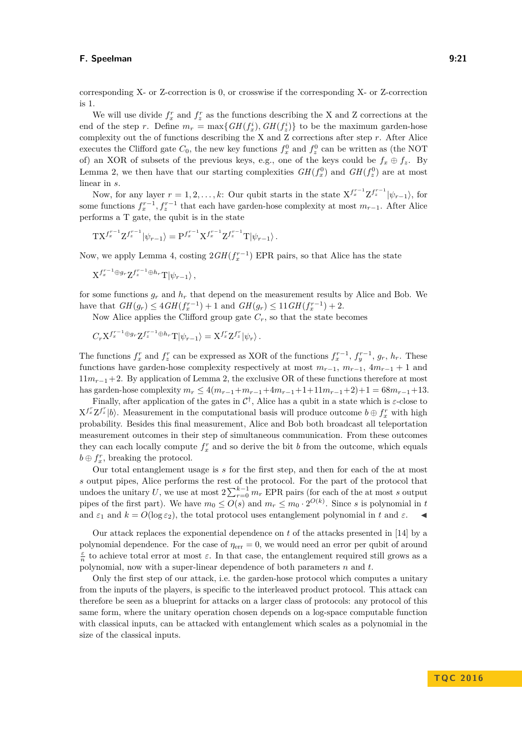corresponding X- or Z-correction is 0, or crosswise if the corresponding X- or Z-correction is 1.

We will use divide $f_x^r$ and $f_z^r$ as the functions describing the X and Z corrections at the end of the step $r$. Define $m_r = \max\{GH(f_x^i), GH(f_z^i)\}$ to be the maximum garden-hose complexity out the of functions describing the X and Z corrections after step $r$. After Alice executes the Clifford gate $C_0$, the new key functions $f_x^0$ and $f_z^0$ can be written as (the NOT of) an XOR of subsets of the previous keys, e.g., one of the keys could be $f_x \oplus f_z$. By Lemma 2, we then have that our starting complexities $GH(f_x^0)$ and $GH(f_z^0)$ are at most linear in $s$.

Now, for any layer $r = 1, 2, \dots, k$: Our qubit starts in the state $\mathrm{X}^{f_x^{r-1}}\mathrm{Z}^{f_z^{r-1}}|\psi_{r-1}\rangle$, for some functions $f_x^{r-1}, f_z^{r-1}$ that each have garden-hose complexity at most $m_{r-1}$. After Alice performs a T gate, the qubit is in the state

$$\mathrm{T}\mathrm{X}^{f_x^{r-1}}\mathrm{Z}^{f_z^{r-1}}|\psi_{r-1}\rangle = \mathrm{P}^{f_x^{r-1}}\mathrm{X}^{f_x^{r-1}}\mathrm{Z}^{f_z^{r-1}}\mathrm{T}|\psi_{r-1}\rangle \,.$$

Now, we apply Lemma 4, costing $2GH(f_x^{r-1})$ EPR pairs, so that Alice has the state

$$\mathrm{X}^{f_x^{r-1}\oplus g_r}\mathrm{Z}^{f_z^{r-1}\oplus h_r}\mathrm{T}|\psi_{r-1}\rangle \,,$$

for some functions $g_r$ and $h_r$ that depend on the measurement results by Alice and Bob. We have that $GH(g_r) \leq 4GH(f_x^{r-1}) + 1$ and $GH(g_r) \leq 11GH(f_x^{r-1}) + 2$.

Now Alice applies the Clifford group gate $C_r$, so that the state becomes

$$C_r\mathrm{X}^{f_x^{r-1}\oplus g_r}\mathrm{Z}^{f_z^{r-1}\oplus h_r}\mathrm{T}|\psi_{r-1}\rangle = \mathrm{X}^{f_x^r}\mathrm{Z}^{f_z^r}|\psi_r\rangle \,.$$

The functions $f_x^r$ and $f_z^r$ can be expressed as XOR of the functions $f_x^{r-1}$, $f_y^{r-1}$, $g_r$, $h_r$. These functions have garden-hose complexity respectively at most $m_{r-1}$, $m_{r-1}$, $4m_{r-1}+1$ and $11m_{r-1}+2$. By application of Lemma 2, the exclusive OR of these functions therefore at most has garden-hose complexity $m_r \leq 4(m_{r-1}+m_{r-1}+4m_{r-1}+1+11m_{r-1}+2)+1 = 68m_{r-1}+13$.

Finally, after application of the gates in $\mathcal{C}^\dagger$, Alice has a qubit in a state which is $\varepsilon$-close to $\mathrm{X}^{f_x^r}\mathrm{Z}^{f_z^r}|b\rangle$. Measurement in the computational basis will produce outcome $b \oplus f_x^r$ with high probability. Besides this final measurement, Alice and Bob both broadcast all teleportation measurement outcomes in their step of simultaneous communication. From these outcomes they can each locally compute $f_x^r$ and so derive the bit $b$ from the outcome, which equals $b \oplus f_x^r$, breaking the protocol.

Our total entanglement usage is $s$ for the first step, and then for each of the at most $s$ output pipes, Alice performs the rest of the protocol. For the part of the protocol that undoes the unitary $U$, we use at most $2\sum_{r=0}^{k-1} m_r$ EPR pairs (for each of the at most $s$ output pipes of the first part). We have $m_0 \leq O(s)$ and $m_r \leq m_0 \cdot 2^{O(k)}$. Since $s$ is polynomial in $t$ and $\varepsilon_1$ and $k = O(\log \varepsilon_2)$, the total protocol uses entanglement polynomial in $t$ and $\varepsilon$. ◀

Our attack replaces the exponential dependence on $t$ of the attacks presented in [14] by a polynomial dependence. For the case of $\eta_{\mathrm{err}} = 0$, we would need an error per qubit of around $\frac{\varepsilon}{n}$ to achieve total error at most $\varepsilon$. In that case, the entanglement required still grows as a polynomial, now with a super-linear dependence of both parameters $n$ and $t$.

Only the first step of our attack, i.e. the garden-hose protocol which computes a unitary from the inputs of the players, is specific to the interleaved product protocol. This attack can therefore be seen as a blueprint for attacks on a larger class of protocols: any protocol of this same form, where the unitary operation chosen depends on a log-space computable function with classical inputs, can be attacked with entanglement which scales as a polynomial in the size of the classical inputs.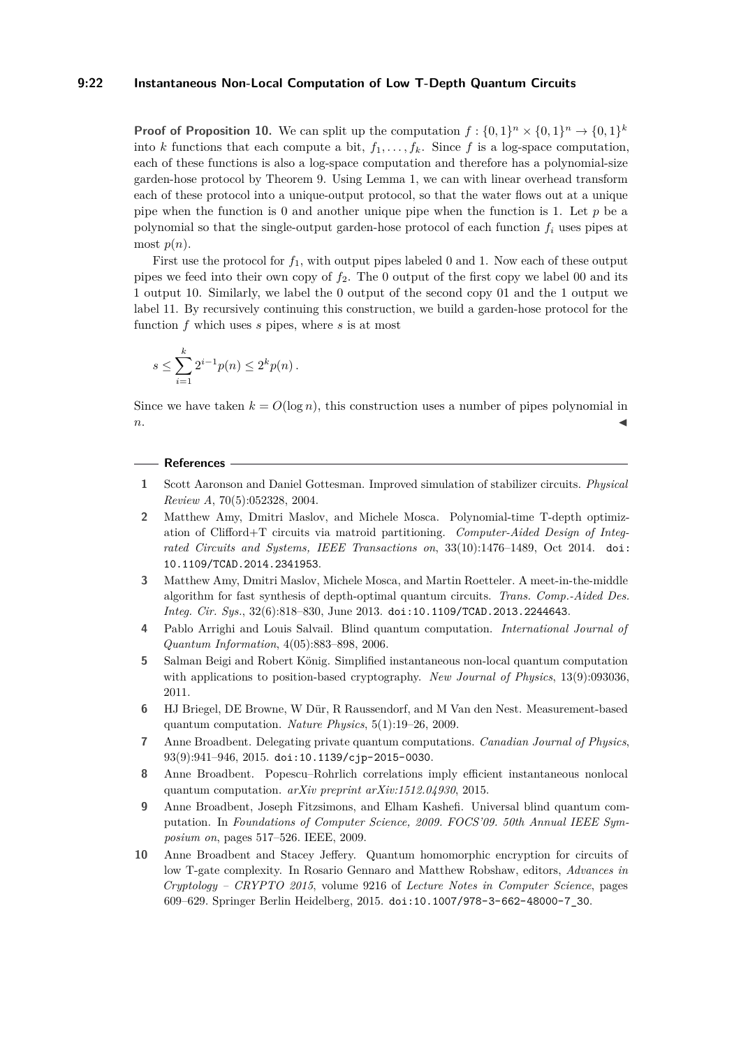**Proof of Proposition 10.** We can split up the computation $f : \{0,1\}^n \times \{0,1\}^n \to \{0,1\}^k$ into $k$ functions that each compute a bit, $f_1, \ldots, f_k$. Since $f$ is a log-space computation, each of these functions is also a log-space computation and therefore has a polynomial-size garden-hose protocol by Theorem 9. Using Lemma 1, we can with linear overhead transform each of these protocol into a unique-output protocol, so that the water flows out at a unique pipe when the function is 0 and another unique pipe when the function is 1. Let $p$ be a polynomial so that the single-output garden-hose protocol of each function $f_i$ uses pipes at most $p(n)$.

First use the protocol for $f_1$, with output pipes labeled 0 and 1. Now each of these output pipes we feed into their own copy of $f_2$. The 0 output of the first copy we label 00 and its 1 output 10. Similarly, we label the 0 output of the second copy 01 and the 1 output we label 11. By recursively continuing this construction, we build a garden-hose protocol for the function $f$ which uses $s$ pipes, where $s$ is at most

$$s \le \sum_{i=1}^{k} 2^{i-1} p(n) \le 2^k p(n) \, .$$

Since we have taken $k = O(\log n)$, this construction uses a number of pipes polynomial in $n$. ◀

## References

1. Scott Aaronson and Daniel Gottesman. Improved simulation of stabilizer circuits. *Physical Review A*, 70(5):052328, 2004.
2. Matthew Amy, Dmitri Maslov, and Michele Mosca. Polynomial-time T-depth optimization of Clifford+T circuits via matroid partitioning. *Computer-Aided Design of Integrated Circuits and Systems, IEEE Transactions on*, 33(10):1476–1489, Oct 2014. doi:10.1109/TCAD.2014.2341953.
3. Matthew Amy, Dmitri Maslov, Michele Mosca, and Martin Roetteler. A meet-in-the-middle algorithm for fast synthesis of depth-optimal quantum circuits. *Trans. Comp.-Aided Des. Integ. Cir. Sys.*, 32(6):818–830, June 2013. doi:10.1109/TCAD.2013.2244643.
4. Pablo Arrighi and Louis Salvail. Blind quantum computation. *International Journal of Quantum Information*, 4(05):883–898, 2006.
5. Salman Beigi and Robert König. Simplified instantaneous non-local quantum computation with applications to position-based cryptography. *New Journal of Physics*, 13(9):093036, 2011.
6. HJ Briegel, DE Browne, W Dür, R Raussendorf, and M Van den Nest. Measurement-based quantum computation. *Nature Physics*, 5(1):19–26, 2009.
7. Anne Broadbent. Delegating private quantum computations. *Canadian Journal of Physics*, 93(9):941–946, 2015. doi:10.1139/cjp-2015-0030.
8. Anne Broadbent. Popescu–Rohrlich correlations imply efficient instantaneous nonlocal quantum computation. *arXiv preprint arXiv:1512.04930*, 2015.
9. Anne Broadbent, Joseph Fitzsimons, and Elham Kashefi. Universal blind quantum computation. In *Foundations of Computer Science, 2009. FOCS'09. 50th Annual IEEE Symposium on*, pages 517–526. IEEE, 2009.
10. Anne Broadbent and Stacey Jeffery. Quantum homomorphic encryption for circuits of low T-gate complexity. In Rosario Gennaro and Matthew Robshaw, editors, *Advances in Cryptology – CRYPTO 2015*, volume 9216 of *Lecture Notes in Computer Science*, pages 609–629. Springer Berlin Heidelberg, 2015. doi:10.1007/978-3-662-48000-7_30.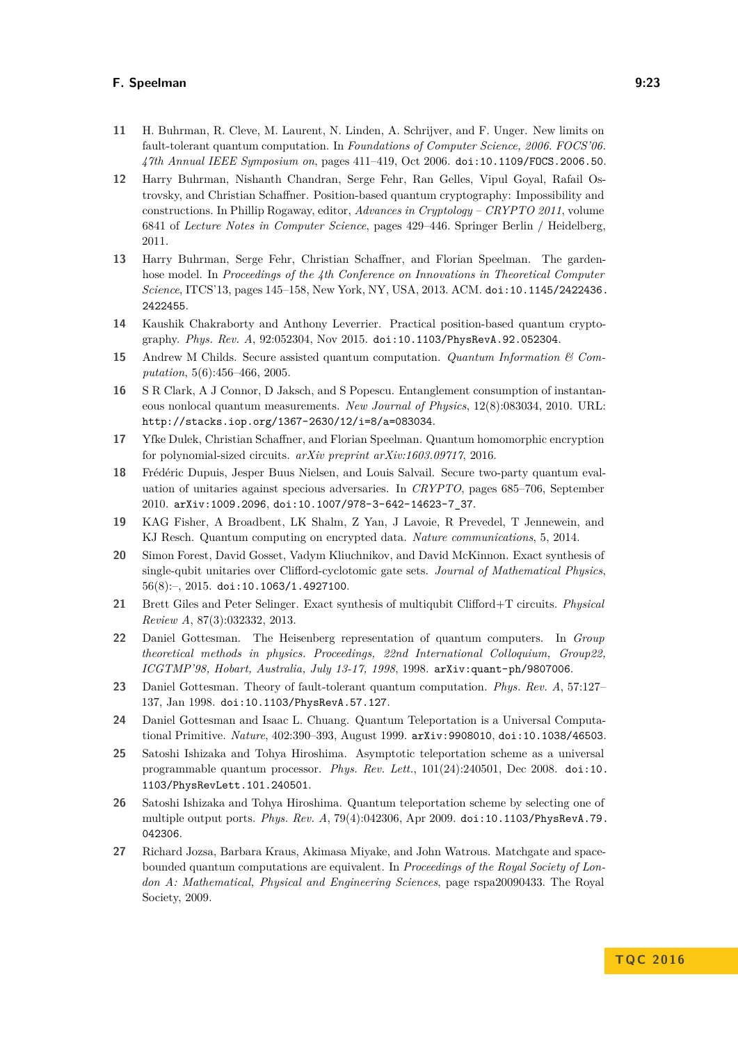11 H. Buhrman, R. Cleve, M. Laurent, N. Linden, A. Schrijver, and F. Unger. New limits on fault-tolerant quantum computation. In *Foundations of Computer Science, 2006. FOCS'06. 47th Annual IEEE Symposium on*, pages 411–419, Oct 2006. doi:10.1109/FOCS.2006.50.

12 Harry Buhrman, Nishanth Chandran, Serge Fehr, Ran Gelles, Vipul Goyal, Rafail Ostrovsky, and Christian Schaffner. Position-based quantum cryptography: Impossibility and constructions. In Phillip Rogaway, editor, *Advances in Cryptology – CRYPTO 2011*, volume 6841 of *Lecture Notes in Computer Science*, pages 429–446. Springer Berlin / Heidelberg, 2011.

13 Harry Buhrman, Serge Fehr, Christian Schaffner, and Florian Speelman. The garden-hose model. In *Proceedings of the 4th Conference on Innovations in Theoretical Computer Science*, ITCS'13, pages 145–158, New York, NY, USA, 2013. ACM. doi:10.1145/2422436.2422455.

14 Kaushik Chakraborty and Anthony Leverrier. Practical position-based quantum cryptography. *Phys. Rev. A*, 92:052304, Nov 2015. doi:10.1103/PhysRevA.92.052304.

15 Andrew M Childs. Secure assisted quantum computation. *Quantum Information & Computation*, 5(6):456–466, 2005.

16 S R Clark, A J Connor, D Jaksch, and S Popescu. Entanglement consumption of instantaneous nonlocal quantum measurements. *New Journal of Physics*, 12(8):083034, 2010. URL: http://stacks.iop.org/1367-2630/12/i=8/a=083034.

17 Yfke Dulek, Christian Schaffner, and Florian Speelman. Quantum homomorphic encryption for polynomial-sized circuits. *arXiv preprint arXiv:1603.09717*, 2016.

18 Frédéric Dupuis, Jesper Buus Nielsen, and Louis Salvail. Secure two-party quantum evaluation of unitaries against specious adversaries. In *CRYPTO*, pages 685–706, September 2010. arXiv:1009.2096, doi:10.1007/978-3-642-14623-7_37.

19 KAG Fisher, A Broadbent, LK Shalm, Z Yan, J Lavoie, R Prevedel, T Jennewein, and KJ Resch. Quantum computing on encrypted data. *Nature communications*, 5, 2014.

20 Simon Forest, David Gosset, Vadym Kliuchnikov, and David McKinnon. Exact synthesis of single-qubit unitaries over Clifford-cyclotomic gate sets. *Journal of Mathematical Physics*, 56(8):–, 2015. doi:10.1063/1.4927100.

21 Brett Giles and Peter Selinger. Exact synthesis of multiqubit Clifford+T circuits. *Physical Review A*, 87(3):032332, 2013.

22 Daniel Gottesman. The Heisenberg representation of quantum computers. In *Group theoretical methods in physics. Proceedings, 22nd International Colloquium, Group22, ICGTMP'98, Hobart, Australia, July 13-17, 1998*, 1998. arXiv:quant-ph/9807006.

23 Daniel Gottesman. Theory of fault-tolerant quantum computation. *Phys. Rev. A*, 57:127–137, Jan 1998. doi:10.1103/PhysRevA.57.127.

24 Daniel Gottesman and Isaac L. Chuang. Quantum Teleportation is a Universal Computational Primitive. *Nature*, 402:390–393, August 1999. arXiv:9908010, doi:10.1038/46503.

25 Satoshi Ishizaka and Tohya Hiroshima. Asymptotic teleportation scheme as a universal programmable quantum processor. *Phys. Rev. Lett.*, 101(24):240501, Dec 2008. doi:10.1103/PhysRevLett.101.240501.

26 Satoshi Ishizaka and Tohya Hiroshima. Quantum teleportation scheme by selecting one of multiple output ports. *Phys. Rev. A*, 79(4):042306, Apr 2009. doi:10.1103/PhysRevA.79.042306.

27 Richard Jozsa, Barbara Kraus, Akimasa Miyake, and John Watrous. Matchgate and space-bounded quantum computations are equivalent. In *Proceedings of the Royal Society of London A: Mathematical, Physical and Engineering Sciences*, page rspa20090433. The Royal Society, 2009.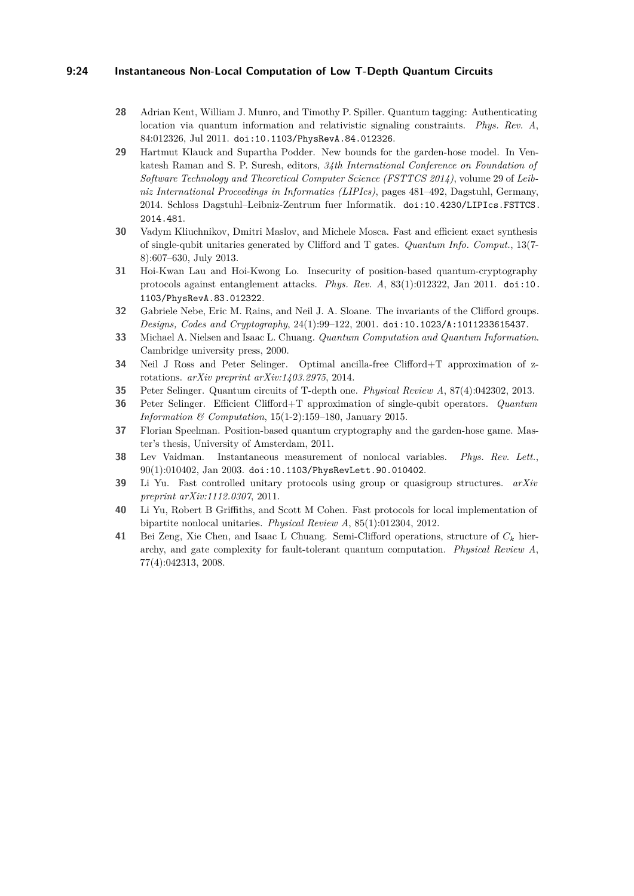28 Adrian Kent, William J. Munro, and Timothy P. Spiller. Quantum tagging: Authenticating location via quantum information and relativistic signaling constraints. *Phys. Rev. A*, 84:012326, Jul 2011. doi:10.1103/PhysRevA.84.012326.

29 Hartmut Klauck and Supartha Podder. New bounds for the garden-hose model. In Venkatesh Raman and S. P. Suresh, editors, *34th International Conference on Foundation of Software Technology and Theoretical Computer Science (FSTTCS 2014)*, volume 29 of *Leibniz International Proceedings in Informatics (LIPIcs)*, pages 481–492, Dagstuhl, Germany, 2014. Schloss Dagstuhl–Leibniz-Zentrum fuer Informatik. doi:10.4230/LIPIcs.FSTTCS.2014.481.

30 Vadym Kliuchnikov, Dmitri Maslov, and Michele Mosca. Fast and efficient exact synthesis of single-qubit unitaries generated by Clifford and T gates. *Quantum Info. Comput.*, 13(7-8):607–630, July 2013.

31 Hoi-Kwan Lau and Hoi-Kwong Lo. Insecurity of position-based quantum-cryptography protocols against entanglement attacks. *Phys. Rev. A*, 83(1):012322, Jan 2011. doi:10.1103/PhysRevA.83.012322.

32 Gabriele Nebe, Eric M. Rains, and Neil J. A. Sloane. The invariants of the Clifford groups. *Designs, Codes and Cryptography*, 24(1):99–122, 2001. doi:10.1023/A:1011233615437.

33 Michael A. Nielsen and Isaac L. Chuang. *Quantum Computation and Quantum Information*. Cambridge university press, 2000.

34 Neil J Ross and Peter Selinger. Optimal ancilla-free Clifford+T approximation of z-rotations. *arXiv preprint arXiv:1403.2975*, 2014.

35 Peter Selinger. Quantum circuits of T-depth one. *Physical Review A*, 87(4):042302, 2013.

36 Peter Selinger. Efficient Clifford+T approximation of single-qubit operators. *Quantum Information & Computation*, 15(1-2):159–180, January 2015.

37 Florian Speelman. Position-based quantum cryptography and the garden-hose game. Master's thesis, University of Amsterdam, 2011.

38 Lev Vaidman. Instantaneous measurement of nonlocal variables. *Phys. Rev. Lett.*, 90(1):010402, Jan 2003. doi:10.1103/PhysRevLett.90.010402.

39 Li Yu. Fast controlled unitary protocols using group or quasigroup structures. *arXiv preprint arXiv:1112.0307*, 2011.

40 Li Yu, Robert B Griffiths, and Scott M Cohen. Fast protocols for local implementation of bipartite nonlocal unitaries. *Physical Review A*, 85(1):012304, 2012.

41 Bei Zeng, Xie Chen, and Isaac L Chuang. Semi-Clifford operations, structure of $C_k$ hierarchy, and gate complexity for fault-tolerant quantum computation. *Physical Review A*, 77(4):042313, 2008.